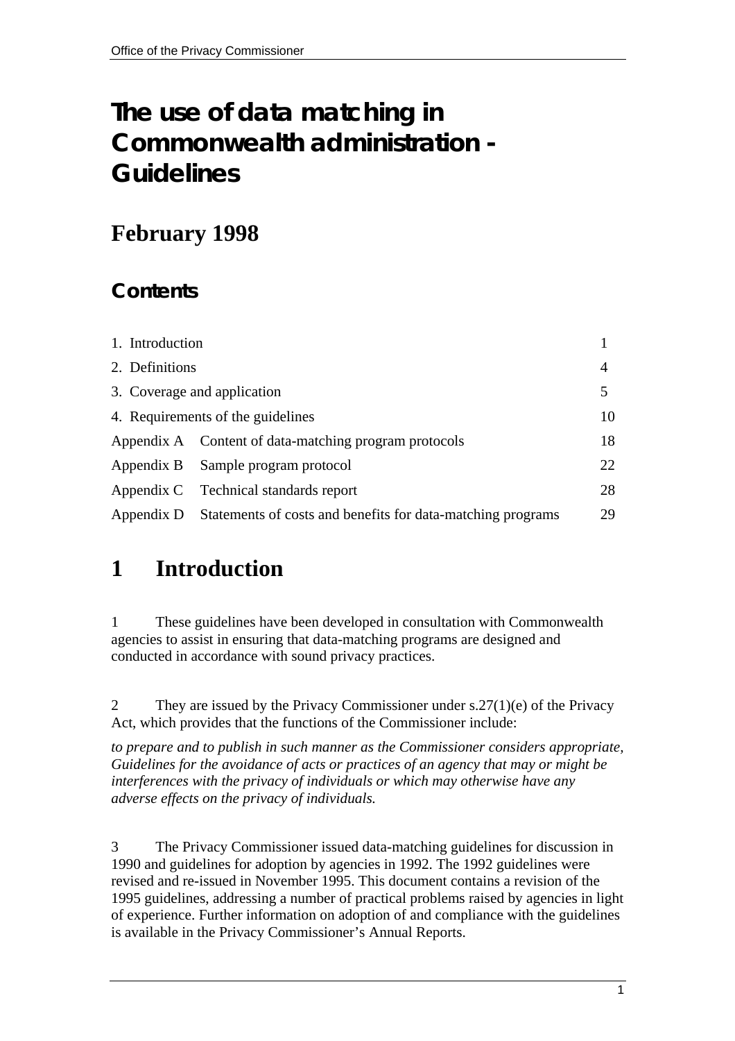# The use of data matching in Commonwealth administration - Guidelines

## February 1998

### Contents

| | | |
|---|---|---|
| 1. Introduction | | 1 |
| 2. Definitions | | 4 |
| 3. Coverage and application | | 5 |
| 4. Requirements of the guidelines | | 10 |
| Appendix A | Content of data-matching program protocols | 18 |
| Appendix B | Sample program protocol | 22 |
| Appendix C | Technical standards report | 28 |
| Appendix D | Statements of costs and benefits for data-matching programs | 29 |

# 1 Introduction

1 These guidelines have been developed in consultation with Commonwealth agencies to assist in ensuring that data-matching programs are designed and conducted in accordance with sound privacy practices.

2 They are issued by the Privacy Commissioner under s.27(1)(e) of the Privacy Act, which provides that the functions of the Commissioner include:

*to prepare and to publish in such manner as the Commissioner considers appropriate, Guidelines for the avoidance of acts or practices of an agency that may or might be interferences with the privacy of individuals or which may otherwise have any adverse effects on the privacy of individuals.*

3 The Privacy Commissioner issued data-matching guidelines for discussion in 1990 and guidelines for adoption by agencies in 1992. The 1992 guidelines were revised and re-issued in November 1995. This document contains a revision of the 1995 guidelines, addressing a number of practical problems raised by agencies in light of experience. Further information on adoption of and compliance with the guidelines is available in the Privacy Commissioner's Annual Reports.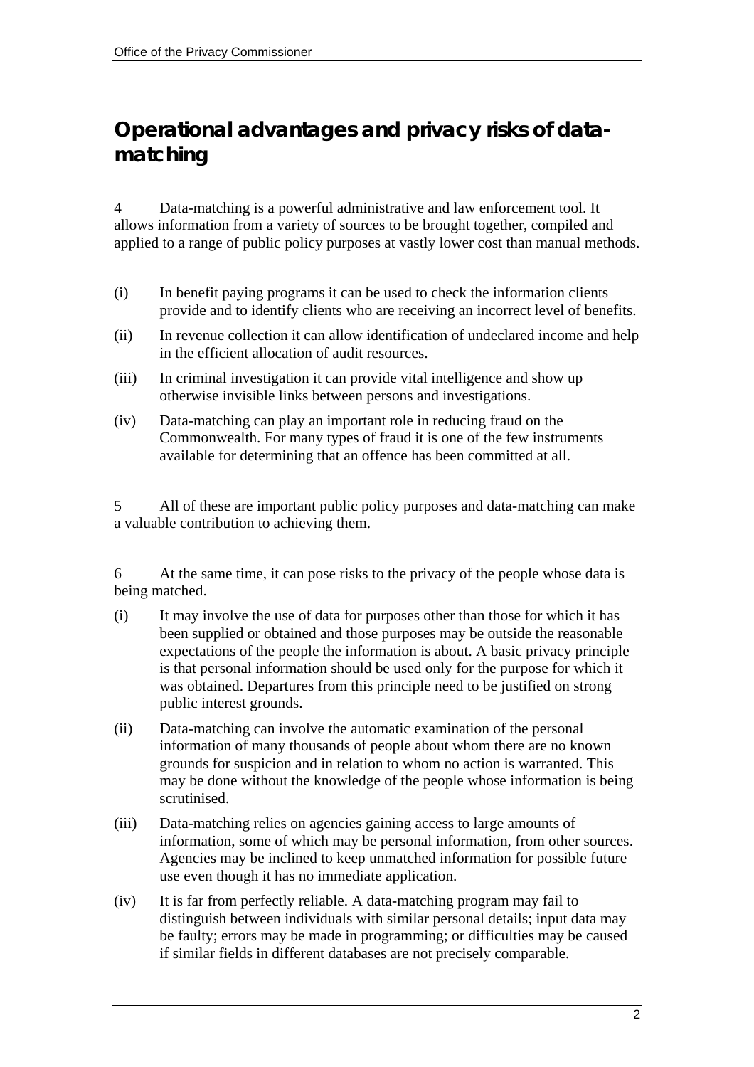## Operational advantages and privacy risks of data-matching

4 Data-matching is a powerful administrative and law enforcement tool. It allows information from a variety of sources to be brought together, compiled and applied to a range of public policy purposes at vastly lower cost than manual methods.

(i) In benefit paying programs it can be used to check the information clients provide and to identify clients who are receiving an incorrect level of benefits.

(ii) In revenue collection it can allow identification of undeclared income and help in the efficient allocation of audit resources.

(iii) In criminal investigation it can provide vital intelligence and show up otherwise invisible links between persons and investigations.

(iv) Data-matching can play an important role in reducing fraud on the Commonwealth. For many types of fraud it is one of the few instruments available for determining that an offence has been committed at all.

5 All of these are important public policy purposes and data-matching can make a valuable contribution to achieving them.

6 At the same time, it can pose risks to the privacy of the people whose data is being matched.

(i) It may involve the use of data for purposes other than those for which it has been supplied or obtained and those purposes may be outside the reasonable expectations of the people the information is about. A basic privacy principle is that personal information should be used only for the purpose for which it was obtained. Departures from this principle need to be justified on strong public interest grounds.

(ii) Data-matching can involve the automatic examination of the personal information of many thousands of people about whom there are no known grounds for suspicion and in relation to whom no action is warranted. This may be done without the knowledge of the people whose information is being scrutinised.

(iii) Data-matching relies on agencies gaining access to large amounts of information, some of which may be personal information, from other sources. Agencies may be inclined to keep unmatched information for possible future use even though it has no immediate application.

(iv) It is far from perfectly reliable. A data-matching program may fail to distinguish between individuals with similar personal details; input data may be faulty; errors may be made in programming; or difficulties may be caused if similar fields in different databases are not precisely comparable.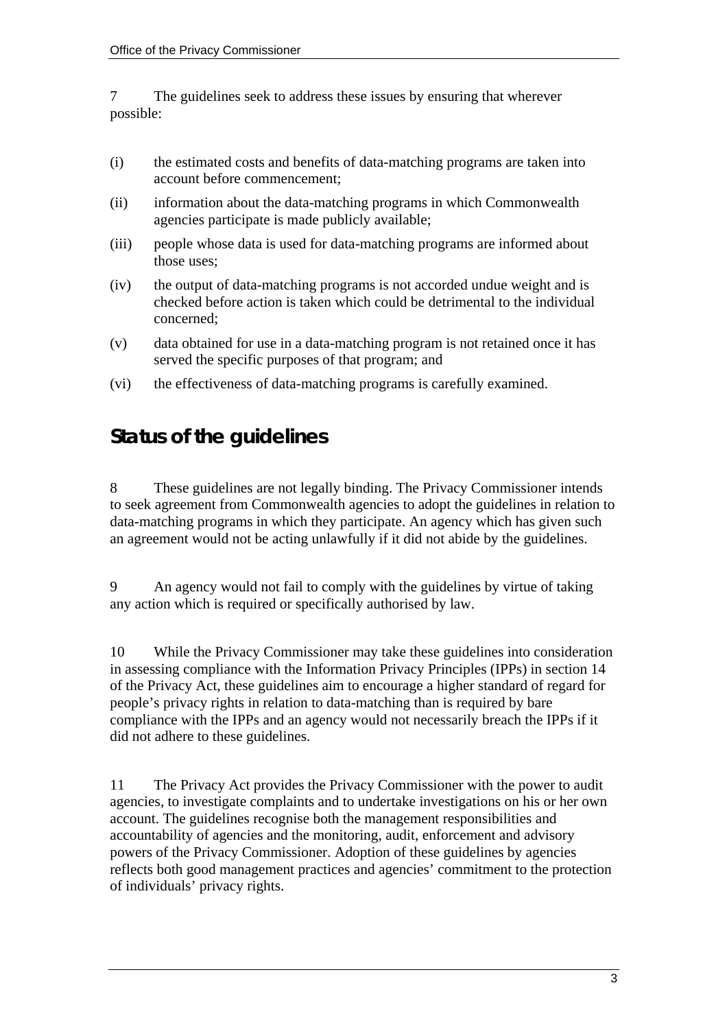7 The guidelines seek to address these issues by ensuring that wherever possible:

(i) the estimated costs and benefits of data-matching programs are taken into account before commencement;

(ii) information about the data-matching programs in which Commonwealth agencies participate is made publicly available;

(iii) people whose data is used for data-matching programs are informed about those uses;

(iv) the output of data-matching programs is not accorded undue weight and is checked before action is taken which could be detrimental to the individual concerned;

(v) data obtained for use in a data-matching program is not retained once it has served the specific purposes of that program; and

(vi) the effectiveness of data-matching programs is carefully examined.

## Status of the guidelines

8 These guidelines are not legally binding. The Privacy Commissioner intends to seek agreement from Commonwealth agencies to adopt the guidelines in relation to data-matching programs in which they participate. An agency which has given such an agreement would not be acting unlawfully if it did not abide by the guidelines.

9 An agency would not fail to comply with the guidelines by virtue of taking any action which is required or specifically authorised by law.

10 While the Privacy Commissioner may take these guidelines into consideration in assessing compliance with the Information Privacy Principles (IPPs) in section 14 of the Privacy Act, these guidelines aim to encourage a higher standard of regard for people's privacy rights in relation to data-matching than is required by bare compliance with the IPPs and an agency would not necessarily breach the IPPs if it did not adhere to these guidelines.

11 The Privacy Act provides the Privacy Commissioner with the power to audit agencies, to investigate complaints and to undertake investigations on his or her own account. The guidelines recognise both the management responsibilities and accountability of agencies and the monitoring, audit, enforcement and advisory powers of the Privacy Commissioner. Adoption of these guidelines by agencies reflects both good management practices and agencies' commitment to the protection of individuals' privacy rights.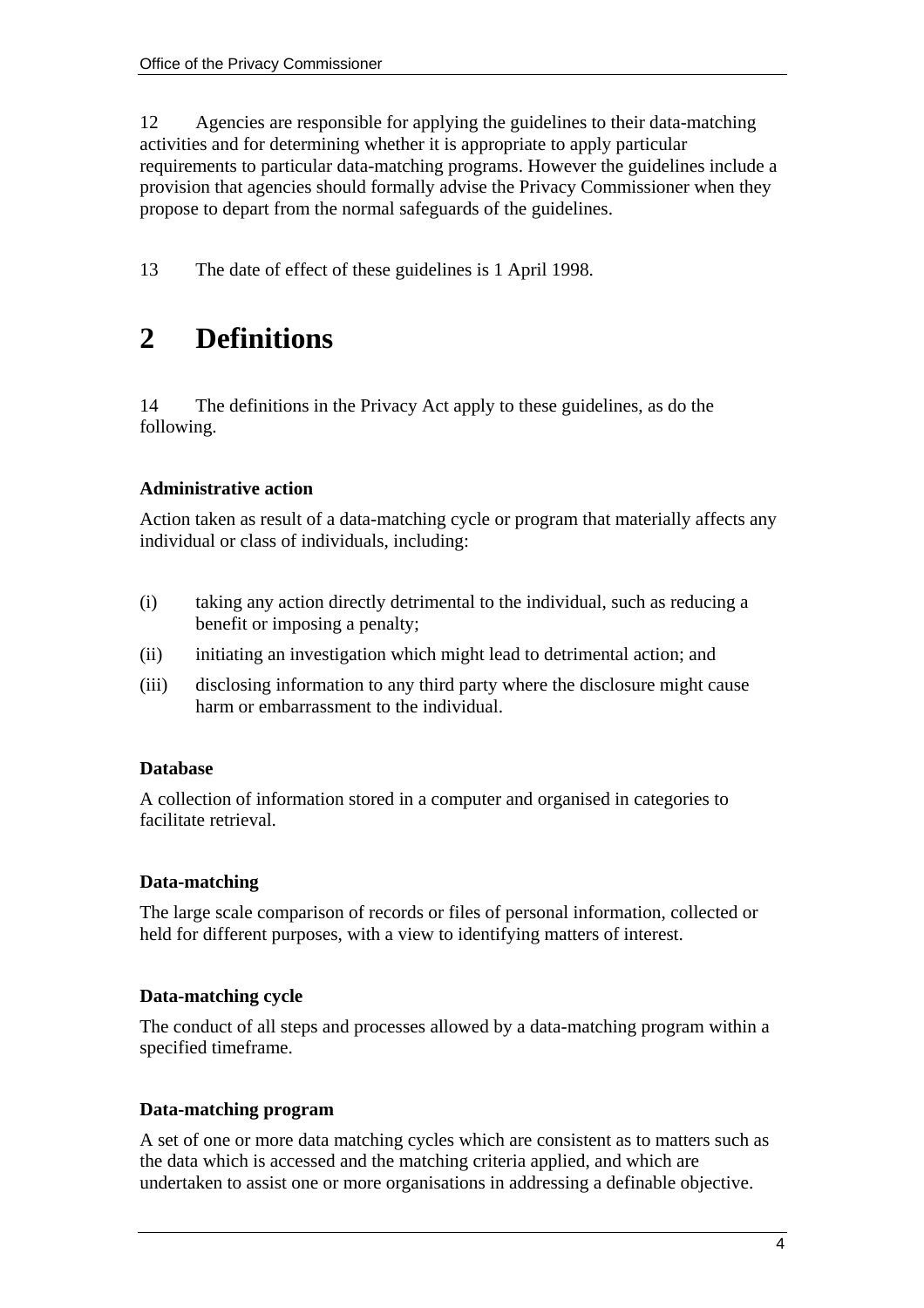12 Agencies are responsible for applying the guidelines to their data-matching activities and for determining whether it is appropriate to apply particular requirements to particular data-matching programs. However the guidelines include a provision that agencies should formally advise the Privacy Commissioner when they propose to depart from the normal safeguards of the guidelines.

13 The date of effect of these guidelines is 1 April 1998.

# 2 Definitions

14 The definitions in the Privacy Act apply to these guidelines, as do the following.

**Administrative action**

Action taken as result of a data-matching cycle or program that materially affects any individual or class of individuals, including:

(i) taking any action directly detrimental to the individual, such as reducing a benefit or imposing a penalty;

(ii) initiating an investigation which might lead to detrimental action; and

(iii) disclosing information to any third party where the disclosure might cause harm or embarrassment to the individual.

**Database**

A collection of information stored in a computer and organised in categories to facilitate retrieval.

**Data-matching**

The large scale comparison of records or files of personal information, collected or held for different purposes, with a view to identifying matters of interest.

**Data-matching cycle**

The conduct of all steps and processes allowed by a data-matching program within a specified timeframe.

**Data-matching program**

A set of one or more data matching cycles which are consistent as to matters such as the data which is accessed and the matching criteria applied, and which are undertaken to assist one or more organisations in addressing a definable objective.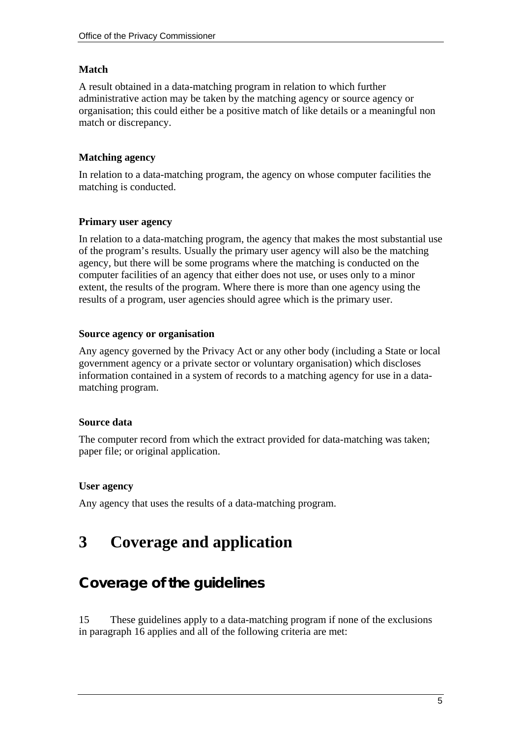**Match**

A result obtained in a data-matching program in relation to which further administrative action may be taken by the matching agency or source agency or organisation; this could either be a positive match of like details or a meaningful non match or discrepancy.

**Matching agency**

In relation to a data-matching program, the agency on whose computer facilities the matching is conducted.

**Primary user agency**

In relation to a data-matching program, the agency that makes the most substantial use of the program's results. Usually the primary user agency will also be the matching agency, but there will be some programs where the matching is conducted on the computer facilities of an agency that either does not use, or uses only to a minor extent, the results of the program. Where there is more than one agency using the results of a program, user agencies should agree which is the primary user.

**Source agency or organisation**

Any agency governed by the Privacy Act or any other body (including a State or local government agency or a private sector or voluntary organisation) which discloses information contained in a system of records to a matching agency for use in a data-matching program.

**Source data**

The computer record from which the extract provided for data-matching was taken; paper file; or original application.

**User agency**

Any agency that uses the results of a data-matching program.

# 3 Coverage and application

## Coverage of the guidelines

15 These guidelines apply to a data-matching program if none of the exclusions in paragraph 16 applies and all of the following criteria are met: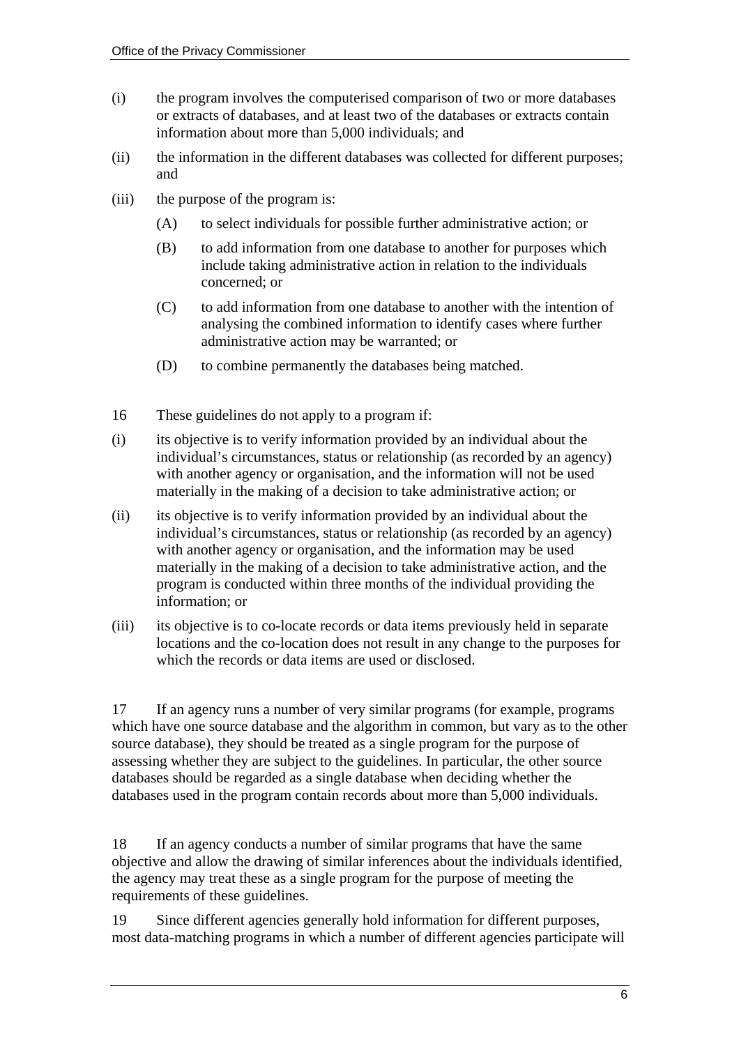(i) the program involves the computerised comparison of two or more databases or extracts of databases, and at least two of the databases or extracts contain information about more than 5,000 individuals; and

(ii) the information in the different databases was collected for different purposes; and

(iii) the purpose of the program is:

   (A) to select individuals for possible further administrative action; or

   (B) to add information from one database to another for purposes which include taking administrative action in relation to the individuals concerned; or

   (C) to add information from one database to another with the intention of analysing the combined information to identify cases where further administrative action may be warranted; or

   (D) to combine permanently the databases being matched.

16 These guidelines do not apply to a program if:

(i) its objective is to verify information provided by an individual about the individual's circumstances, status or relationship (as recorded by an agency) with another agency or organisation, and the information will not be used materially in the making of a decision to take administrative action; or

(ii) its objective is to verify information provided by an individual about the individual's circumstances, status or relationship (as recorded by an agency) with another agency or organisation, and the information may be used materially in the making of a decision to take administrative action, and the program is conducted within three months of the individual providing the information; or

(iii) its objective is to co-locate records or data items previously held in separate locations and the co-location does not result in any change to the purposes for which the records or data items are used or disclosed.

17 If an agency runs a number of very similar programs (for example, programs which have one source database and the algorithm in common, but vary as to the other source database), they should be treated as a single program for the purpose of assessing whether they are subject to the guidelines. In particular, the other source databases should be regarded as a single database when deciding whether the databases used in the program contain records about more than 5,000 individuals.

18 If an agency conducts a number of similar programs that have the same objective and allow the drawing of similar inferences about the individuals identified, the agency may treat these as a single program for the purpose of meeting the requirements of these guidelines.

19 Since different agencies generally hold information for different purposes, most data-matching programs in which a number of different agencies participate will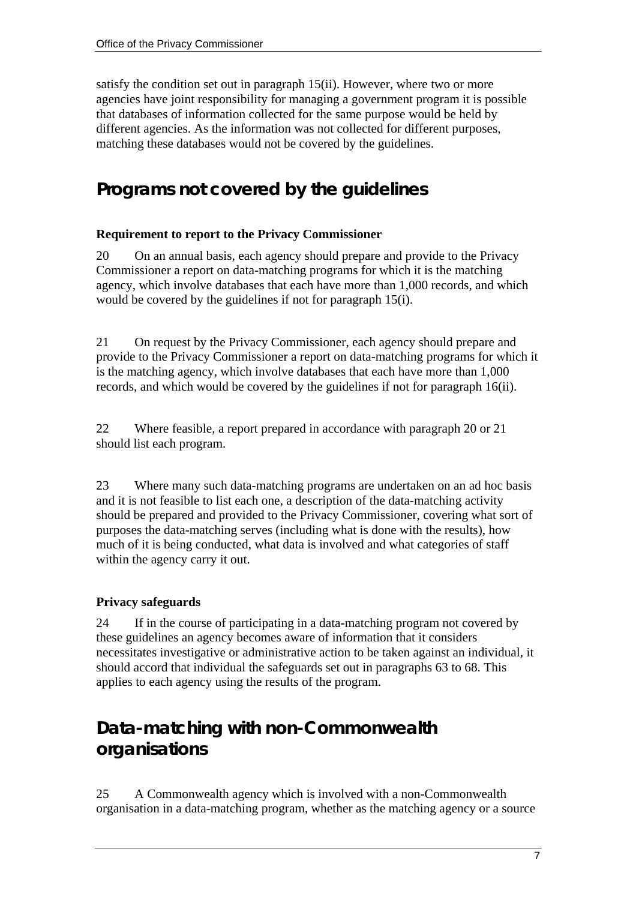satisfy the condition set out in paragraph 15(ii). However, where two or more agencies have joint responsibility for managing a government program it is possible that databases of information collected for the same purpose would be held by different agencies. As the information was not collected for different purposes, matching these databases would not be covered by the guidelines.

## Programs not covered by the guidelines

### Requirement to report to the Privacy Commissioner

20 On an annual basis, each agency should prepare and provide to the Privacy Commissioner a report on data-matching programs for which it is the matching agency, which involve databases that each have more than 1,000 records, and which would be covered by the guidelines if not for paragraph 15(i).

21 On request by the Privacy Commissioner, each agency should prepare and provide to the Privacy Commissioner a report on data-matching programs for which it is the matching agency, which involve databases that each have more than 1,000 records, and which would be covered by the guidelines if not for paragraph 16(ii).

22 Where feasible, a report prepared in accordance with paragraph 20 or 21 should list each program.

23 Where many such data-matching programs are undertaken on an ad hoc basis and it is not feasible to list each one, a description of the data-matching activity should be prepared and provided to the Privacy Commissioner, covering what sort of purposes the data-matching serves (including what is done with the results), how much of it is being conducted, what data is involved and what categories of staff within the agency carry it out.

### Privacy safeguards

24 If in the course of participating in a data-matching program not covered by these guidelines an agency becomes aware of information that it considers necessitates investigative or administrative action to be taken against an individual, it should accord that individual the safeguards set out in paragraphs 63 to 68. This applies to each agency using the results of the program.

## Data-matching with non-Commonwealth organisations

25 A Commonwealth agency which is involved with a non-Commonwealth organisation in a data-matching program, whether as the matching agency or a source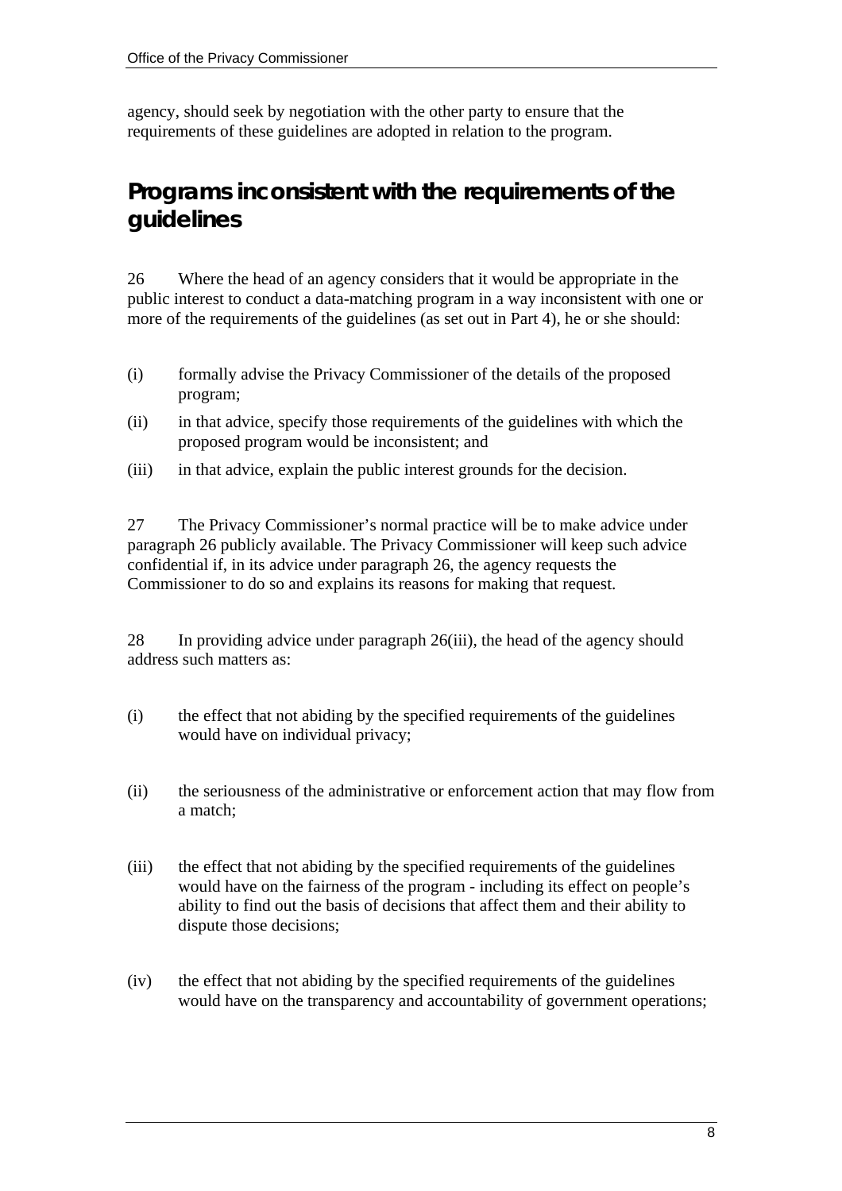agency, should seek by negotiation with the other party to ensure that the requirements of these guidelines are adopted in relation to the program.

## Programs inconsistent with the requirements of the guidelines

26 Where the head of an agency considers that it would be appropriate in the public interest to conduct a data-matching program in a way inconsistent with one or more of the requirements of the guidelines (as set out in Part 4), he or she should:

(i) formally advise the Privacy Commissioner of the details of the proposed program;

(ii) in that advice, specify those requirements of the guidelines with which the proposed program would be inconsistent; and

(iii) in that advice, explain the public interest grounds for the decision.

27 The Privacy Commissioner's normal practice will be to make advice under paragraph 26 publicly available. The Privacy Commissioner will keep such advice confidential if, in its advice under paragraph 26, the agency requests the Commissioner to do so and explains its reasons for making that request.

28 In providing advice under paragraph 26(iii), the head of the agency should address such matters as:

(i) the effect that not abiding by the specified requirements of the guidelines would have on individual privacy;

(ii) the seriousness of the administrative or enforcement action that may flow from a match;

(iii) the effect that not abiding by the specified requirements of the guidelines would have on the fairness of the program - including its effect on people's ability to find out the basis of decisions that affect them and their ability to dispute those decisions;

(iv) the effect that not abiding by the specified requirements of the guidelines would have on the transparency and accountability of government operations;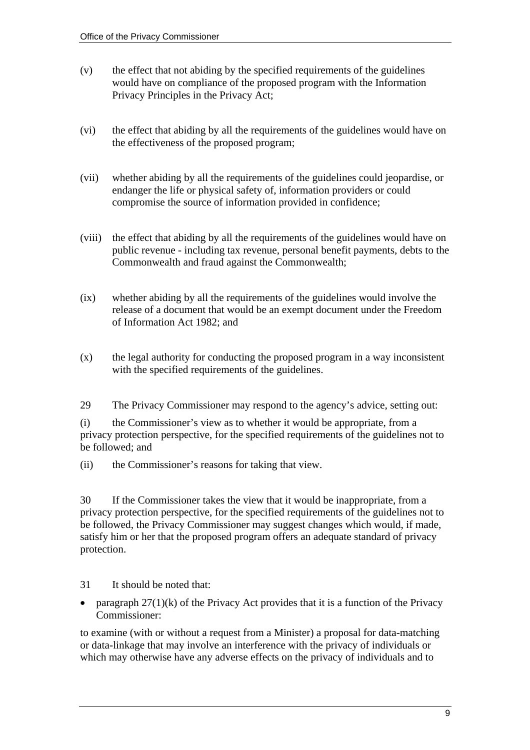(v) the effect that not abiding by the specified requirements of the guidelines would have on compliance of the proposed program with the Information Privacy Principles in the Privacy Act;

(vi) the effect that abiding by all the requirements of the guidelines would have on the effectiveness of the proposed program;

(vii) whether abiding by all the requirements of the guidelines could jeopardise, or endanger the life or physical safety of, information providers or could compromise the source of information provided in confidence;

(viii) the effect that abiding by all the requirements of the guidelines would have on public revenue - including tax revenue, personal benefit payments, debts to the Commonwealth and fraud against the Commonwealth;

(ix) whether abiding by all the requirements of the guidelines would involve the release of a document that would be an exempt document under the Freedom of Information Act 1982; and

(x) the legal authority for conducting the proposed program in a way inconsistent with the specified requirements of the guidelines.

29 The Privacy Commissioner may respond to the agency's advice, setting out:

(i) the Commissioner's view as to whether it would be appropriate, from a privacy protection perspective, for the specified requirements of the guidelines not to be followed; and

(ii) the Commissioner's reasons for taking that view.

30 If the Commissioner takes the view that it would be inappropriate, from a privacy protection perspective, for the specified requirements of the guidelines not to be followed, the Privacy Commissioner may suggest changes which would, if made, satisfy him or her that the proposed program offers an adequate standard of privacy protection.

31 It should be noted that:

- paragraph 27(1)(k) of the Privacy Act provides that it is a function of the Privacy Commissioner:

to examine (with or without a request from a Minister) a proposal for data-matching or data-linkage that may involve an interference with the privacy of individuals or which may otherwise have any adverse effects on the privacy of individuals and to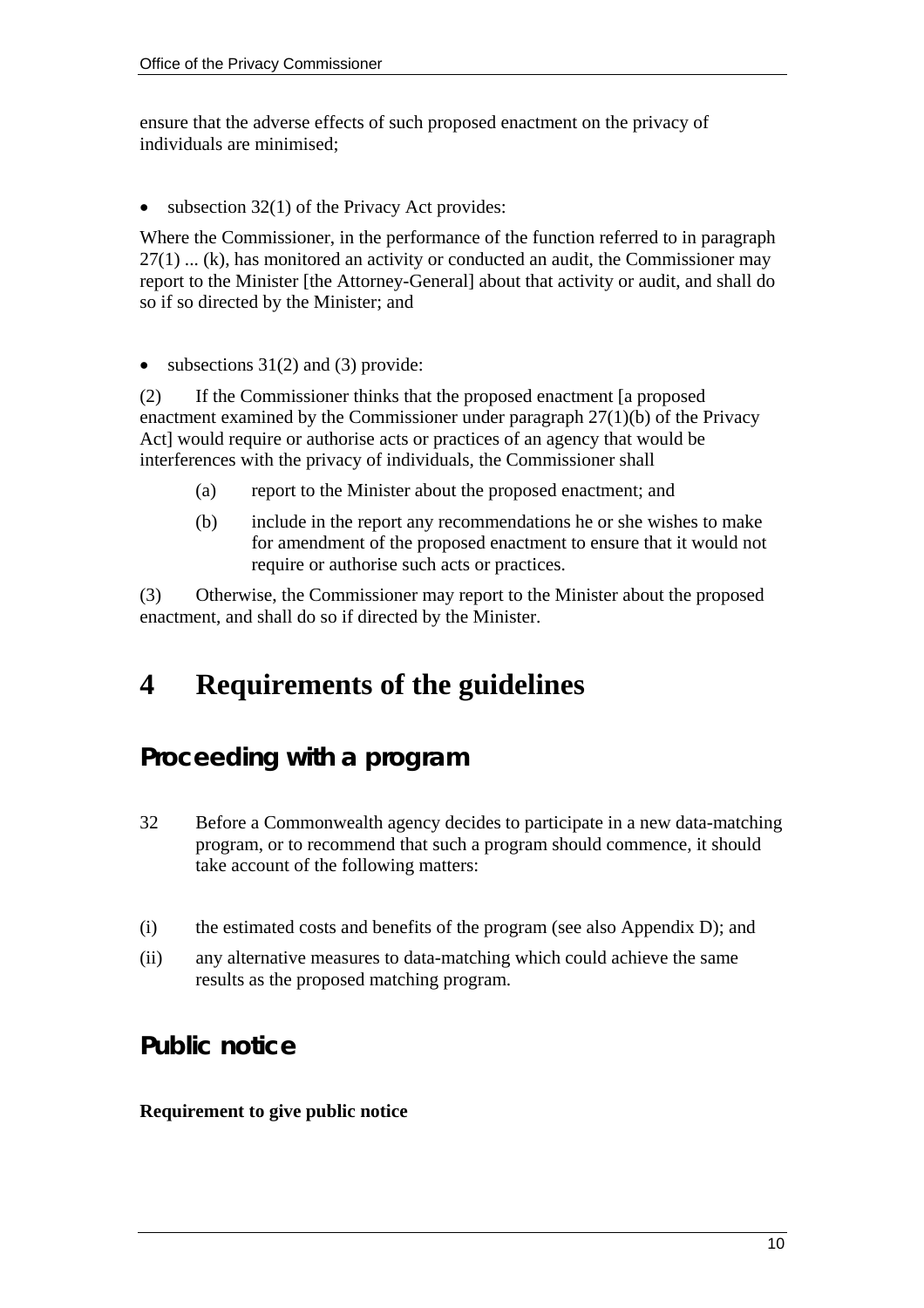ensure that the adverse effects of such proposed enactment on the privacy of individuals are minimised;

- subsection 32(1) of the Privacy Act provides:

Where the Commissioner, in the performance of the function referred to in paragraph 27(1) ... (k), has monitored an activity or conducted an audit, the Commissioner may report to the Minister [the Attorney-General] about that activity or audit, and shall do so if so directed by the Minister; and

- subsections 31(2) and (3) provide:

(2) If the Commissioner thinks that the proposed enactment [a proposed enactment examined by the Commissioner under paragraph 27(1)(b) of the Privacy Act] would require or authorise acts or practices of an agency that would be interferences with the privacy of individuals, the Commissioner shall

> (a) report to the Minister about the proposed enactment; and
>
> (b) include in the report any recommendations he or she wishes to make for amendment of the proposed enactment to ensure that it would not require or authorise such acts or practices.

(3) Otherwise, the Commissioner may report to the Minister about the proposed enactment, and shall do so if directed by the Minister.

# 4 Requirements of the guidelines

## Proceeding with a program

32 Before a Commonwealth agency decides to participate in a new data-matching program, or to recommend that such a program should commence, it should take account of the following matters:

(i) the estimated costs and benefits of the program (see also Appendix D); and

(ii) any alternative measures to data-matching which could achieve the same results as the proposed matching program.

## Public notice

**Requirement to give public notice**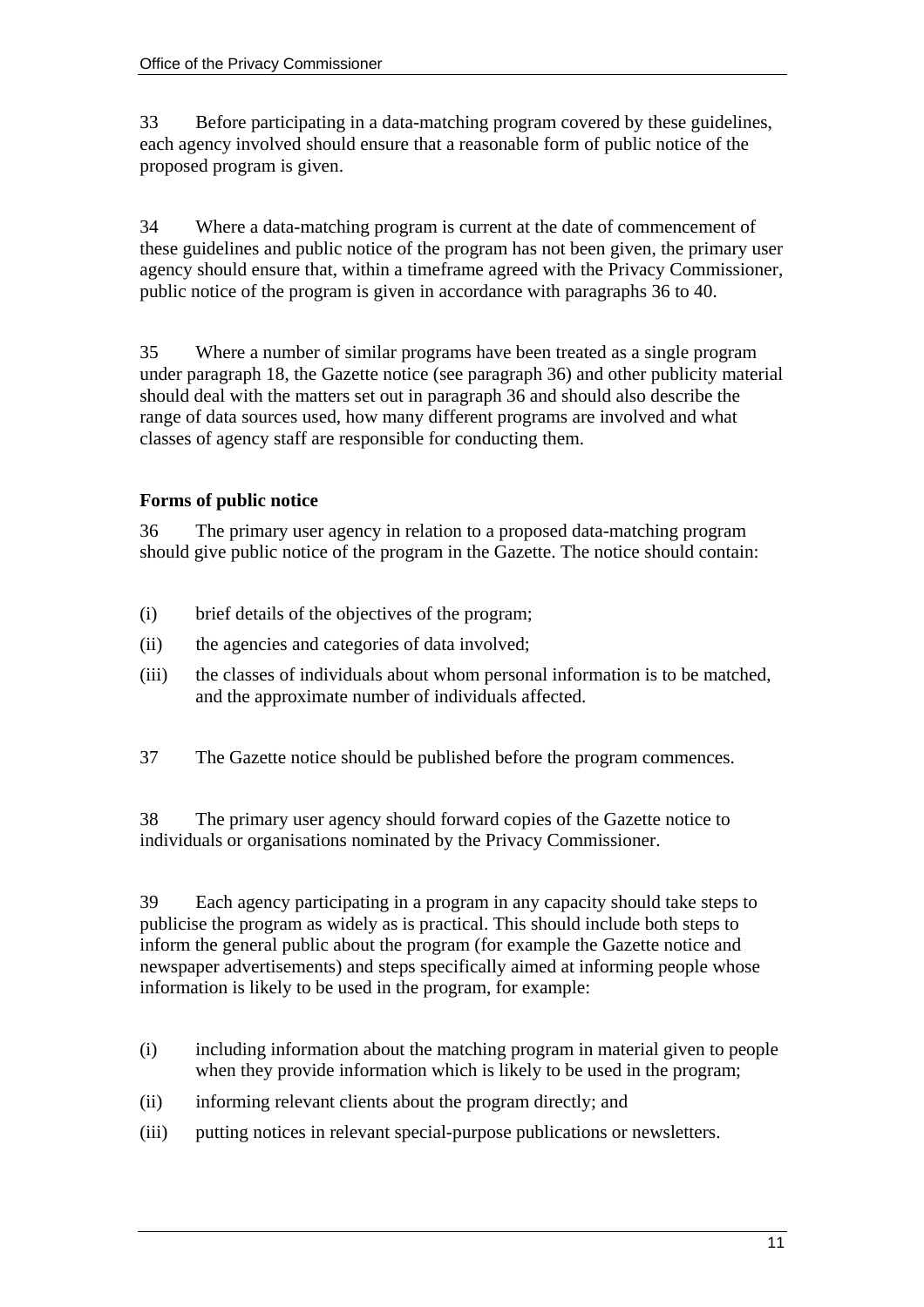33 Before participating in a data-matching program covered by these guidelines, each agency involved should ensure that a reasonable form of public notice of the proposed program is given.

34 Where a data-matching program is current at the date of commencement of these guidelines and public notice of the program has not been given, the primary user agency should ensure that, within a timeframe agreed with the Privacy Commissioner, public notice of the program is given in accordance with paragraphs 36 to 40.

35 Where a number of similar programs have been treated as a single program under paragraph 18, the Gazette notice (see paragraph 36) and other publicity material should deal with the matters set out in paragraph 36 and should also describe the range of data sources used, how many different programs are involved and what classes of agency staff are responsible for conducting them.

**Forms of public notice**

36 The primary user agency in relation to a proposed data-matching program should give public notice of the program in the Gazette. The notice should contain:

(i) brief details of the objectives of the program;

(ii) the agencies and categories of data involved;

(iii) the classes of individuals about whom personal information is to be matched, and the approximate number of individuals affected.

37 The Gazette notice should be published before the program commences.

38 The primary user agency should forward copies of the Gazette notice to individuals or organisations nominated by the Privacy Commissioner.

39 Each agency participating in a program in any capacity should take steps to publicise the program as widely as is practical. This should include both steps to inform the general public about the program (for example the Gazette notice and newspaper advertisements) and steps specifically aimed at informing people whose information is likely to be used in the program, for example:

(i) including information about the matching program in material given to people when they provide information which is likely to be used in the program;

(ii) informing relevant clients about the program directly; and

(iii) putting notices in relevant special-purpose publications or newsletters.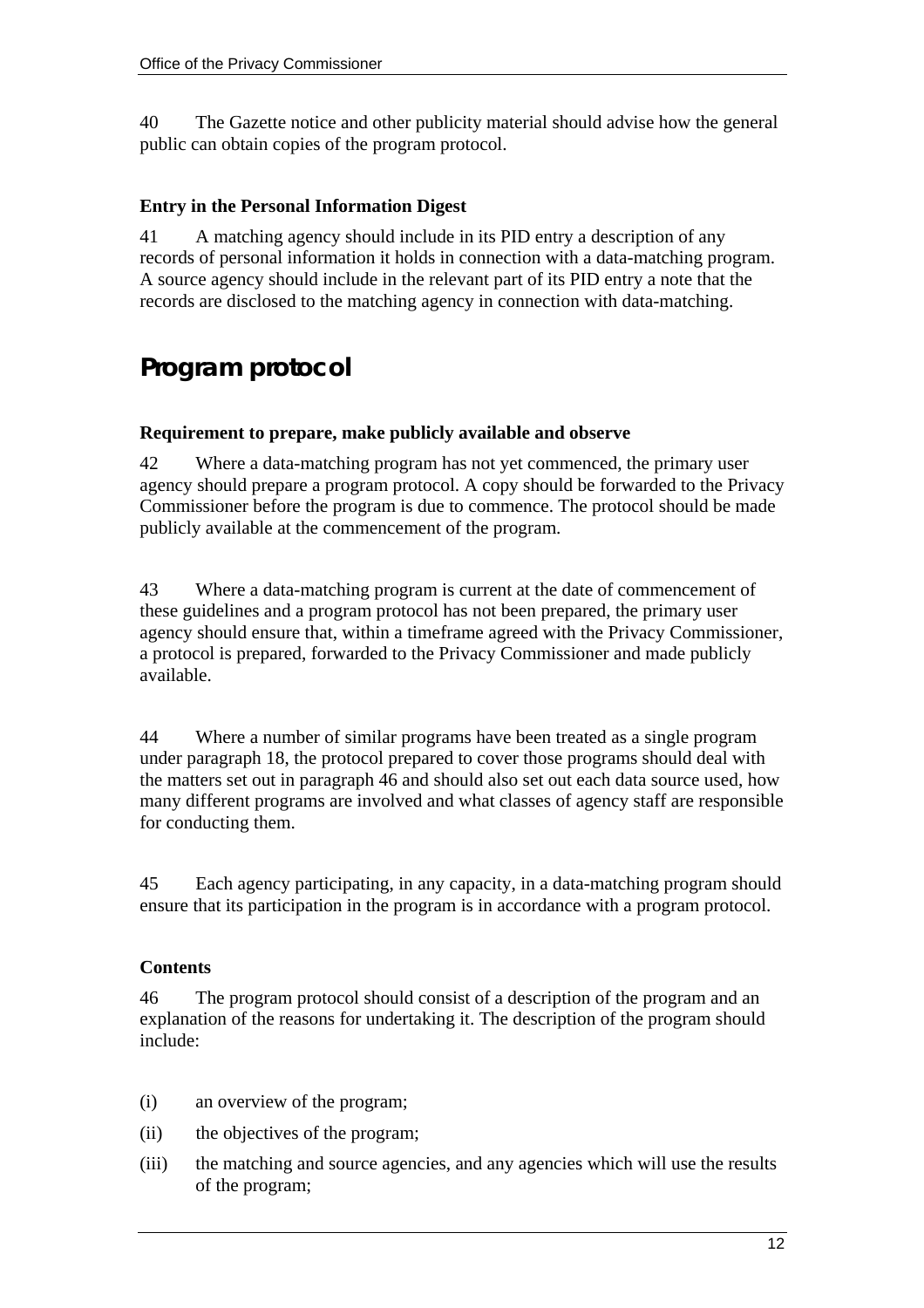40 The Gazette notice and other publicity material should advise how the general public can obtain copies of the program protocol.

### Entry in the Personal Information Digest

41 A matching agency should include in its PID entry a description of any records of personal information it holds in connection with a data-matching program. A source agency should include in the relevant part of its PID entry a note that the records are disclosed to the matching agency in connection with data-matching.

## Program protocol

### Requirement to prepare, make publicly available and observe

42 Where a data-matching program has not yet commenced, the primary user agency should prepare a program protocol. A copy should be forwarded to the Privacy Commissioner before the program is due to commence. The protocol should be made publicly available at the commencement of the program.

43 Where a data-matching program is current at the date of commencement of these guidelines and a program protocol has not been prepared, the primary user agency should ensure that, within a timeframe agreed with the Privacy Commissioner, a protocol is prepared, forwarded to the Privacy Commissioner and made publicly available.

44 Where a number of similar programs have been treated as a single program under paragraph 18, the protocol prepared to cover those programs should deal with the matters set out in paragraph 46 and should also set out each data source used, how many different programs are involved and what classes of agency staff are responsible for conducting them.

45 Each agency participating, in any capacity, in a data-matching program should ensure that its participation in the program is in accordance with a program protocol.

### Contents

46 The program protocol should consist of a description of the program and an explanation of the reasons for undertaking it. The description of the program should include:

(i) an overview of the program;

(ii) the objectives of the program;

(iii) the matching and source agencies, and any agencies which will use the results of the program;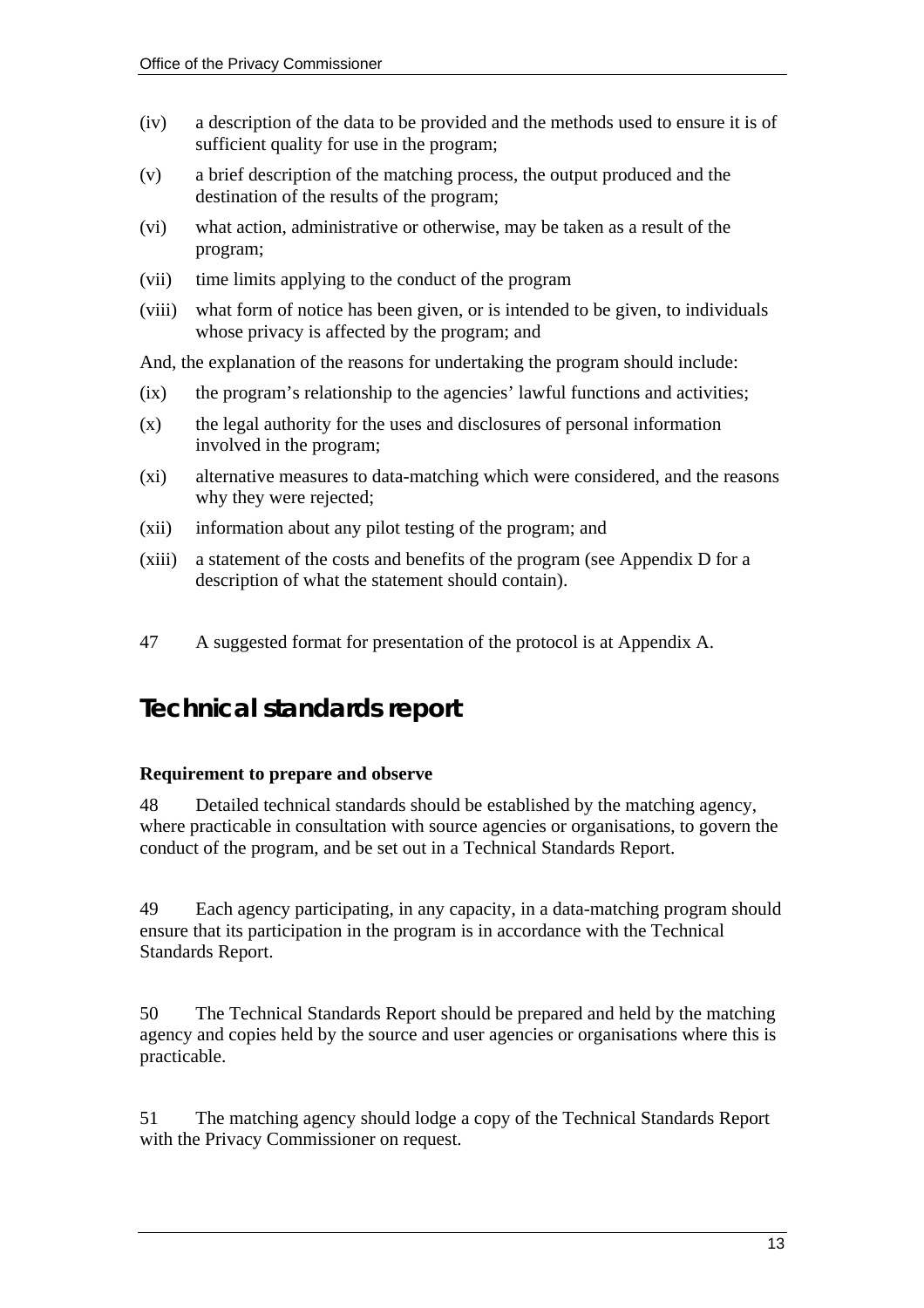(iv) a description of the data to be provided and the methods used to ensure it is of sufficient quality for use in the program;

(v) a brief description of the matching process, the output produced and the destination of the results of the program;

(vi) what action, administrative or otherwise, may be taken as a result of the program;

(vii) time limits applying to the conduct of the program

(viii) what form of notice has been given, or is intended to be given, to individuals whose privacy is affected by the program; and

And, the explanation of the reasons for undertaking the program should include:

(ix) the program's relationship to the agencies' lawful functions and activities;

(x) the legal authority for the uses and disclosures of personal information involved in the program;

(xi) alternative measures to data-matching which were considered, and the reasons why they were rejected;

(xii) information about any pilot testing of the program; and

(xiii) a statement of the costs and benefits of the program (see Appendix D for a description of what the statement should contain).

47 A suggested format for presentation of the protocol is at Appendix A.

## Technical standards report

**Requirement to prepare and observe**

48 Detailed technical standards should be established by the matching agency, where practicable in consultation with source agencies or organisations, to govern the conduct of the program, and be set out in a Technical Standards Report.

49 Each agency participating, in any capacity, in a data-matching program should ensure that its participation in the program is in accordance with the Technical Standards Report.

50 The Technical Standards Report should be prepared and held by the matching agency and copies held by the source and user agencies or organisations where this is practicable.

51 The matching agency should lodge a copy of the Technical Standards Report with the Privacy Commissioner on request.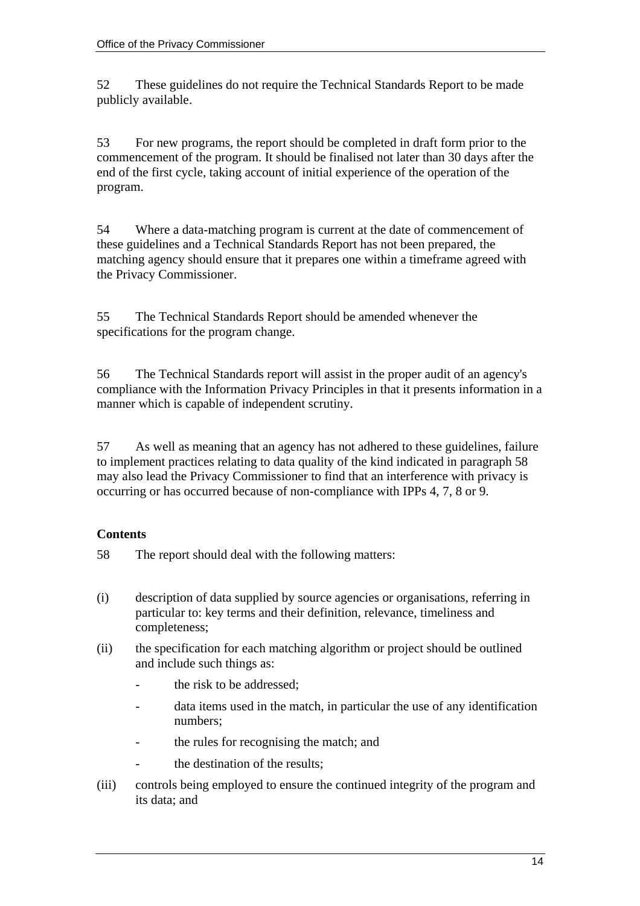52 These guidelines do not require the Technical Standards Report to be made publicly available.

53 For new programs, the report should be completed in draft form prior to the commencement of the program. It should be finalised not later than 30 days after the end of the first cycle, taking account of initial experience of the operation of the program.

54 Where a data-matching program is current at the date of commencement of these guidelines and a Technical Standards Report has not been prepared, the matching agency should ensure that it prepares one within a timeframe agreed with the Privacy Commissioner.

55 The Technical Standards Report should be amended whenever the specifications for the program change.

56 The Technical Standards report will assist in the proper audit of an agency's compliance with the Information Privacy Principles in that it presents information in a manner which is capable of independent scrutiny.

57 As well as meaning that an agency has not adhered to these guidelines, failure to implement practices relating to data quality of the kind indicated in paragraph 58 may also lead the Privacy Commissioner to find that an interference with privacy is occurring or has occurred because of non-compliance with IPPs 4, 7, 8 or 9.

**Contents**

58 The report should deal with the following matters:

(i) description of data supplied by source agencies or organisations, referring in particular to: key terms and their definition, relevance, timeliness and completeness;

(ii) the specification for each matching algorithm or project should be outlined and include such things as:

- the risk to be addressed;
- data items used in the match, in particular the use of any identification numbers;
- the rules for recognising the match; and
- the destination of the results;

(iii) controls being employed to ensure the continued integrity of the program and its data; and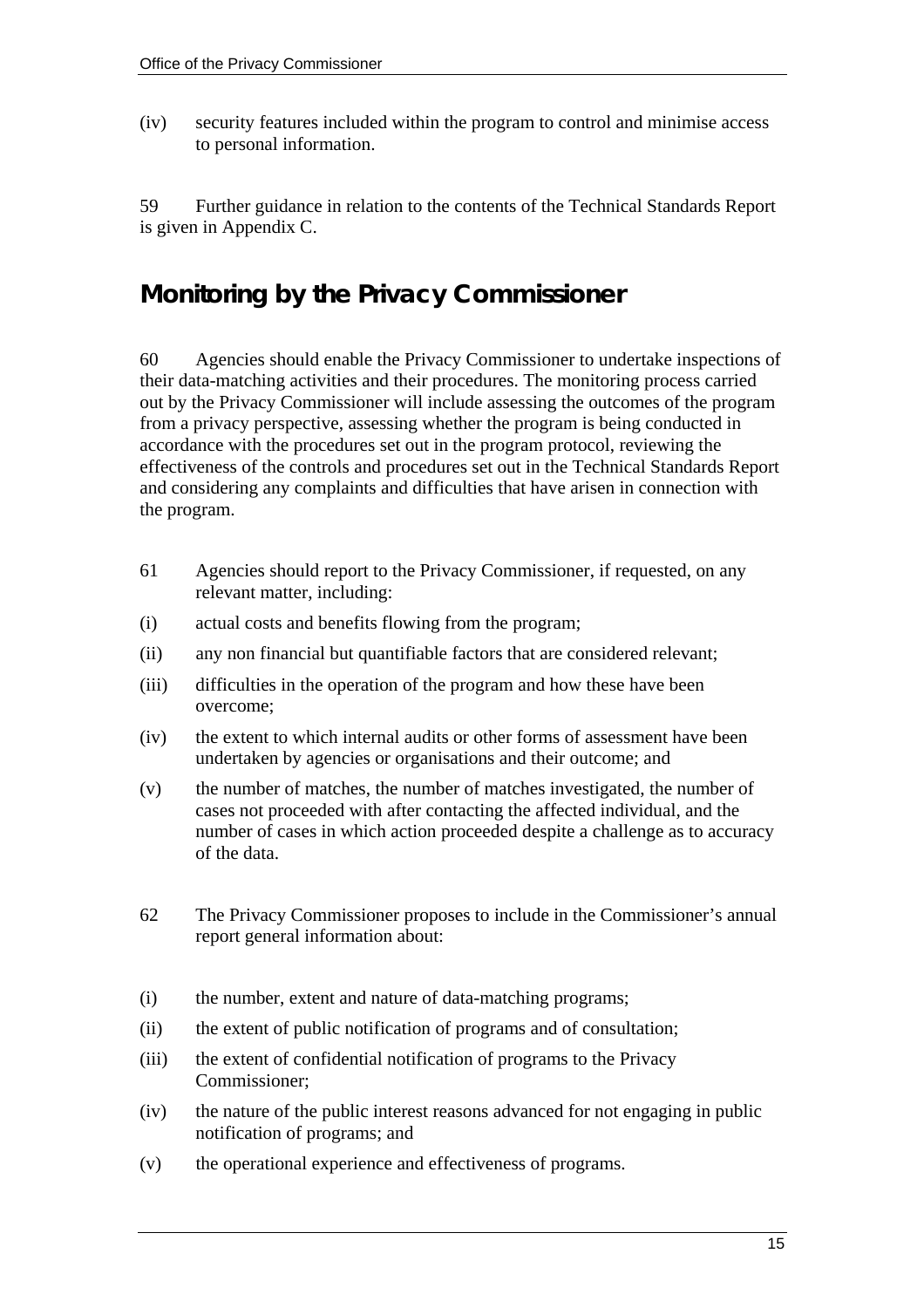(iv) security features included within the program to control and minimise access to personal information.

59 Further guidance in relation to the contents of the Technical Standards Report is given in Appendix C.

## Monitoring by the Privacy Commissioner

60 Agencies should enable the Privacy Commissioner to undertake inspections of their data-matching activities and their procedures. The monitoring process carried out by the Privacy Commissioner will include assessing the outcomes of the program from a privacy perspective, assessing whether the program is being conducted in accordance with the procedures set out in the program protocol, reviewing the effectiveness of the controls and procedures set out in the Technical Standards Report and considering any complaints and difficulties that have arisen in connection with the program.

61 Agencies should report to the Privacy Commissioner, if requested, on any relevant matter, including:

(i) actual costs and benefits flowing from the program;

(ii) any non financial but quantifiable factors that are considered relevant;

(iii) difficulties in the operation of the program and how these have been overcome;

(iv) the extent to which internal audits or other forms of assessment have been undertaken by agencies or organisations and their outcome; and

(v) the number of matches, the number of matches investigated, the number of cases not proceeded with after contacting the affected individual, and the number of cases in which action proceeded despite a challenge as to accuracy of the data.

62 The Privacy Commissioner proposes to include in the Commissioner's annual report general information about:

(i) the number, extent and nature of data-matching programs;

(ii) the extent of public notification of programs and of consultation;

(iii) the extent of confidential notification of programs to the Privacy Commissioner;

(iv) the nature of the public interest reasons advanced for not engaging in public notification of programs; and

(v) the operational experience and effectiveness of programs.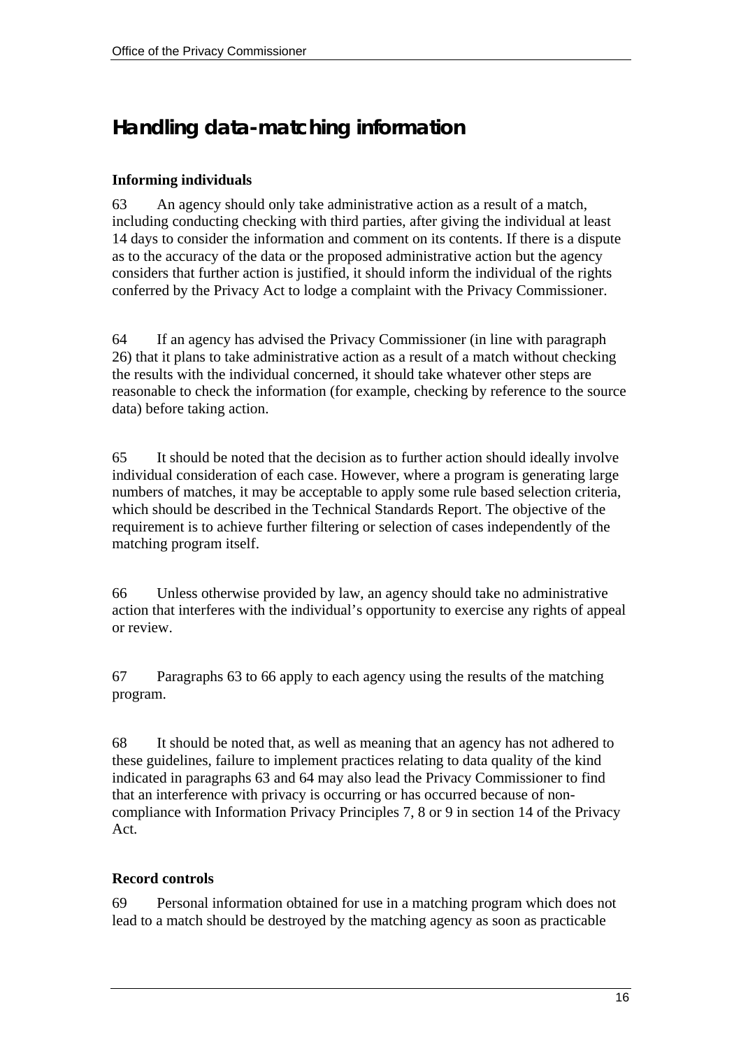## Handling data-matching information

### Informing individuals

63 An agency should only take administrative action as a result of a match, including conducting checking with third parties, after giving the individual at least 14 days to consider the information and comment on its contents. If there is a dispute as to the accuracy of the data or the proposed administrative action but the agency considers that further action is justified, it should inform the individual of the rights conferred by the Privacy Act to lodge a complaint with the Privacy Commissioner.

64 If an agency has advised the Privacy Commissioner (in line with paragraph 26) that it plans to take administrative action as a result of a match without checking the results with the individual concerned, it should take whatever other steps are reasonable to check the information (for example, checking by reference to the source data) before taking action.

65 It should be noted that the decision as to further action should ideally involve individual consideration of each case. However, where a program is generating large numbers of matches, it may be acceptable to apply some rule based selection criteria, which should be described in the Technical Standards Report. The objective of the requirement is to achieve further filtering or selection of cases independently of the matching program itself.

66 Unless otherwise provided by law, an agency should take no administrative action that interferes with the individual's opportunity to exercise any rights of appeal or review.

67 Paragraphs 63 to 66 apply to each agency using the results of the matching program.

68 It should be noted that, as well as meaning that an agency has not adhered to these guidelines, failure to implement practices relating to data quality of the kind indicated in paragraphs 63 and 64 may also lead the Privacy Commissioner to find that an interference with privacy is occurring or has occurred because of non-compliance with Information Privacy Principles 7, 8 or 9 in section 14 of the Privacy Act.

### Record controls

69 Personal information obtained for use in a matching program which does not lead to a match should be destroyed by the matching agency as soon as practicable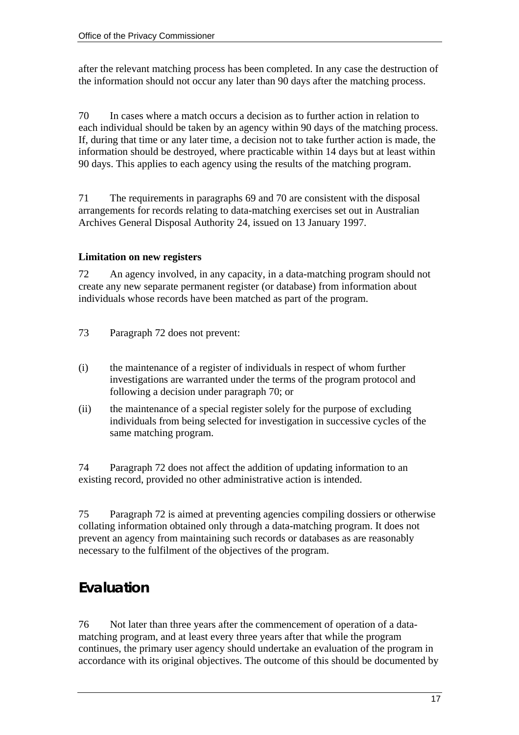after the relevant matching process has been completed. In any case the destruction of the information should not occur any later than 90 days after the matching process.

70 In cases where a match occurs a decision as to further action in relation to each individual should be taken by an agency within 90 days of the matching process. If, during that time or any later time, a decision not to take further action is made, the information should be destroyed, where practicable within 14 days but at least within 90 days. This applies to each agency using the results of the matching program.

71 The requirements in paragraphs 69 and 70 are consistent with the disposal arrangements for records relating to data-matching exercises set out in Australian Archives General Disposal Authority 24, issued on 13 January 1997.

**Limitation on new registers**

72 An agency involved, in any capacity, in a data-matching program should not create any new separate permanent register (or database) from information about individuals whose records have been matched as part of the program.

73 Paragraph 72 does not prevent:

(i) the maintenance of a register of individuals in respect of whom further investigations are warranted under the terms of the program protocol and following a decision under paragraph 70; or

(ii) the maintenance of a special register solely for the purpose of excluding individuals from being selected for investigation in successive cycles of the same matching program.

74 Paragraph 72 does not affect the addition of updating information to an existing record, provided no other administrative action is intended.

75 Paragraph 72 is aimed at preventing agencies compiling dossiers or otherwise collating information obtained only through a data-matching program. It does not prevent an agency from maintaining such records or databases as are reasonably necessary to the fulfilment of the objectives of the program.

## Evaluation

76 Not later than three years after the commencement of operation of a data-matching program, and at least every three years after that while the program continues, the primary user agency should undertake an evaluation of the program in accordance with its original objectives. The outcome of this should be documented by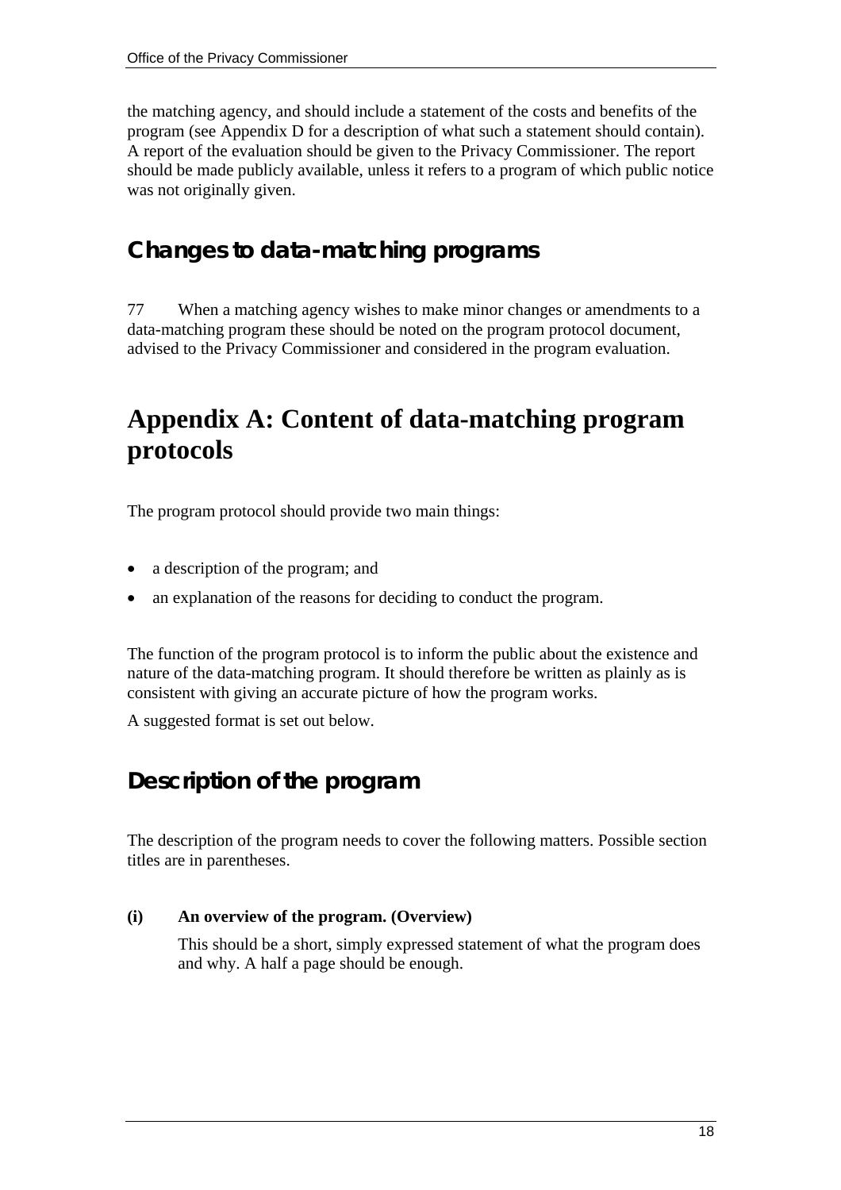the matching agency, and should include a statement of the costs and benefits of the program (see Appendix D for a description of what such a statement should contain). A report of the evaluation should be given to the Privacy Commissioner. The report should be made publicly available, unless it refers to a program of which public notice was not originally given.

## Changes to data-matching programs

77 When a matching agency wishes to make minor changes or amendments to a data-matching program these should be noted on the program protocol document, advised to the Privacy Commissioner and considered in the program evaluation.

# Appendix A: Content of data-matching program protocols

The program protocol should provide two main things:

- a description of the program; and
- an explanation of the reasons for deciding to conduct the program.

The function of the program protocol is to inform the public about the existence and nature of the data-matching program. It should therefore be written as plainly as is consistent with giving an accurate picture of how the program works.

A suggested format is set out below.

## Description of the program

The description of the program needs to cover the following matters. Possible section titles are in parentheses.

**(i) An overview of the program. (Overview)**

This should be a short, simply expressed statement of what the program does and why. A half a page should be enough.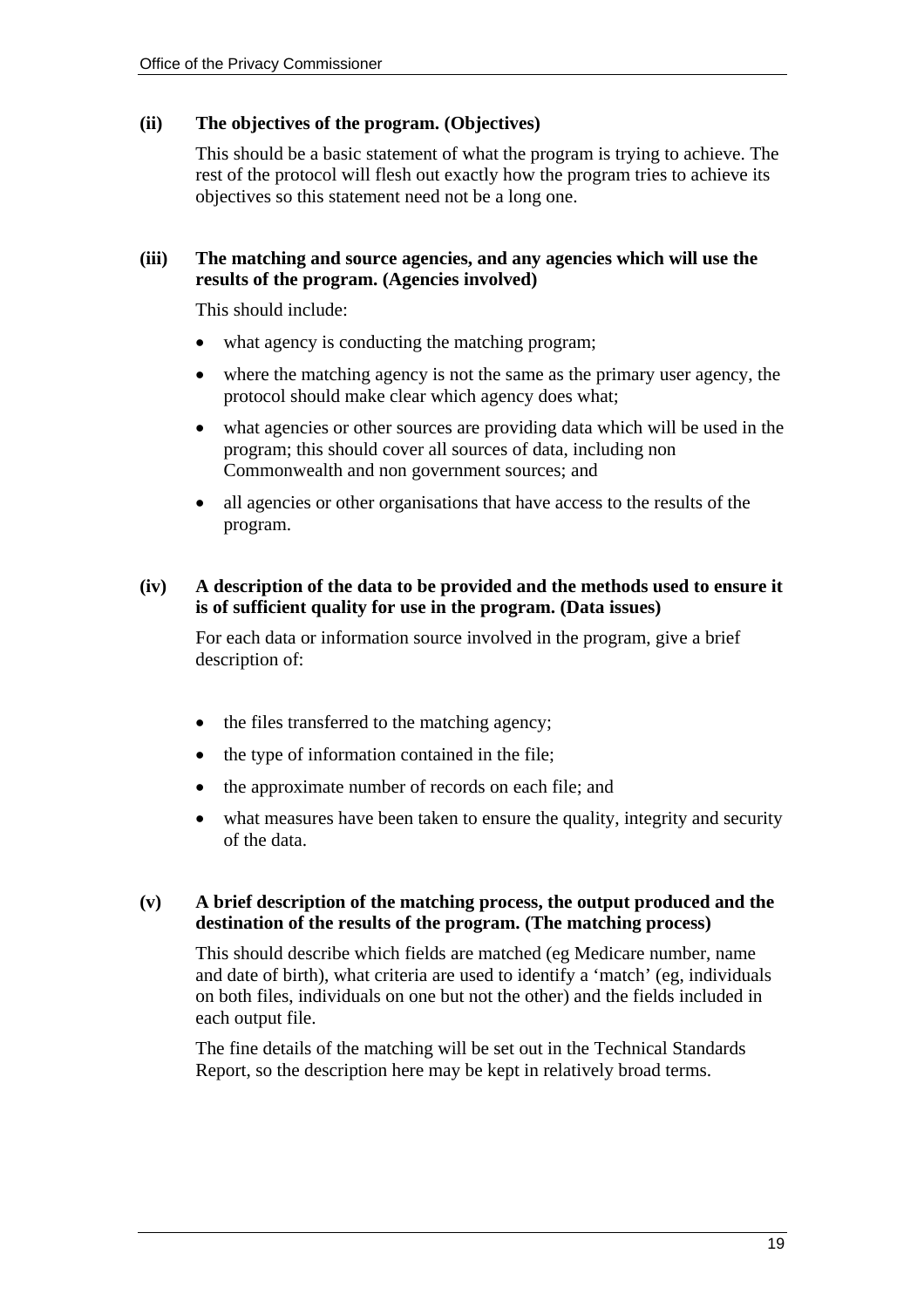**(ii) The objectives of the program. (Objectives)**

This should be a basic statement of what the program is trying to achieve. The rest of the protocol will flesh out exactly how the program tries to achieve its objectives so this statement need not be a long one.

**(iii) The matching and source agencies, and any agencies which will use the results of the program. (Agencies involved)**

This should include:

- what agency is conducting the matching program;
- where the matching agency is not the same as the primary user agency, the protocol should make clear which agency does what;
- what agencies or other sources are providing data which will be used in the program; this should cover all sources of data, including non Commonwealth and non government sources; and
- all agencies or other organisations that have access to the results of the program.

**(iv) A description of the data to be provided and the methods used to ensure it is of sufficient quality for use in the program. (Data issues)**

For each data or information source involved in the program, give a brief description of:

- the files transferred to the matching agency;
- the type of information contained in the file;
- the approximate number of records on each file; and
- what measures have been taken to ensure the quality, integrity and security of the data.

**(v) A brief description of the matching process, the output produced and the destination of the results of the program. (The matching process)**

This should describe which fields are matched (eg Medicare number, name and date of birth), what criteria are used to identify a 'match' (eg, individuals on both files, individuals on one but not the other) and the fields included in each output file.

The fine details of the matching will be set out in the Technical Standards Report, so the description here may be kept in relatively broad terms.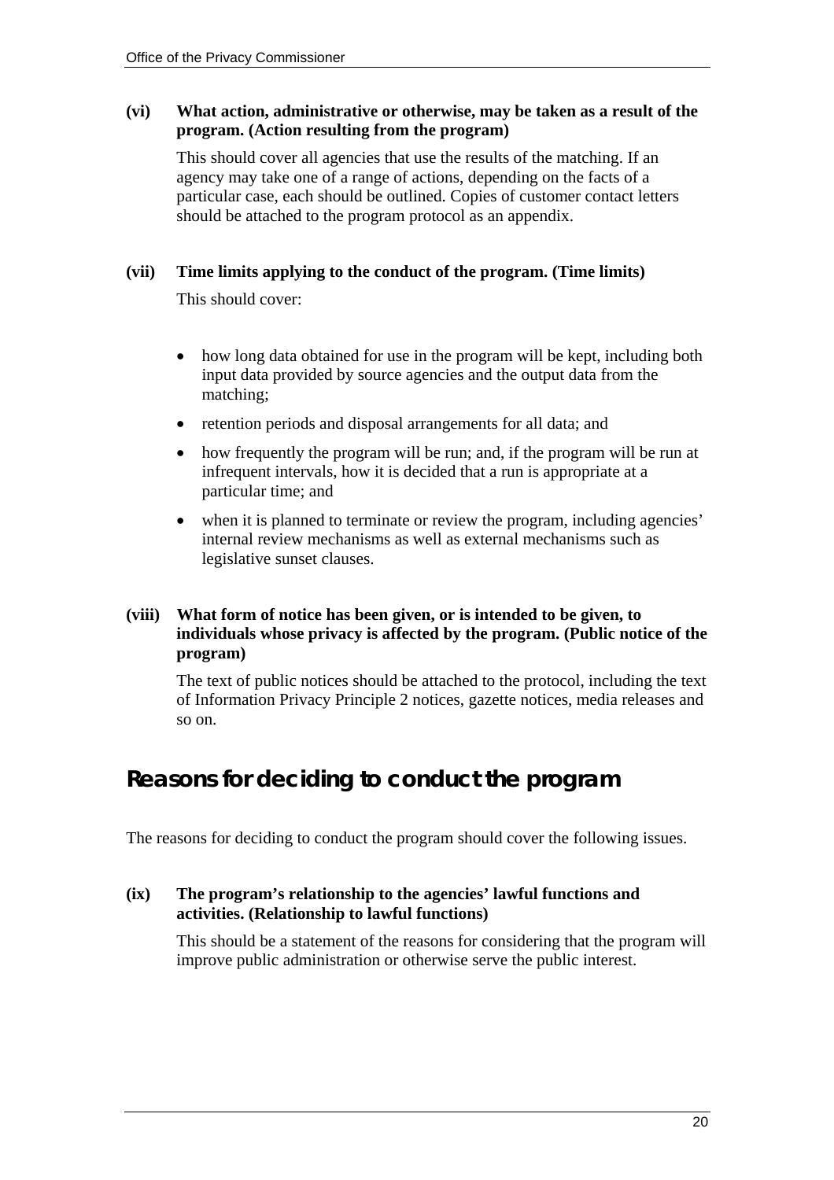**(vi) What action, administrative or otherwise, may be taken as a result of the program. (Action resulting from the program)**

This should cover all agencies that use the results of the matching. If an agency may take one of a range of actions, depending on the facts of a particular case, each should be outlined. Copies of customer contact letters should be attached to the program protocol as an appendix.

**(vii) Time limits applying to the conduct of the program. (Time limits)**

This should cover:

- how long data obtained for use in the program will be kept, including both input data provided by source agencies and the output data from the matching;
- retention periods and disposal arrangements for all data; and
- how frequently the program will be run; and, if the program will be run at infrequent intervals, how it is decided that a run is appropriate at a particular time; and
- when it is planned to terminate or review the program, including agencies' internal review mechanisms as well as external mechanisms such as legislative sunset clauses.

**(viii) What form of notice has been given, or is intended to be given, to individuals whose privacy is affected by the program. (Public notice of the program)**

The text of public notices should be attached to the protocol, including the text of Information Privacy Principle 2 notices, gazette notices, media releases and so on.

## Reasons for deciding to conduct the program

The reasons for deciding to conduct the program should cover the following issues.

**(ix) The program's relationship to the agencies' lawful functions and activities. (Relationship to lawful functions)**

This should be a statement of the reasons for considering that the program will improve public administration or otherwise serve the public interest.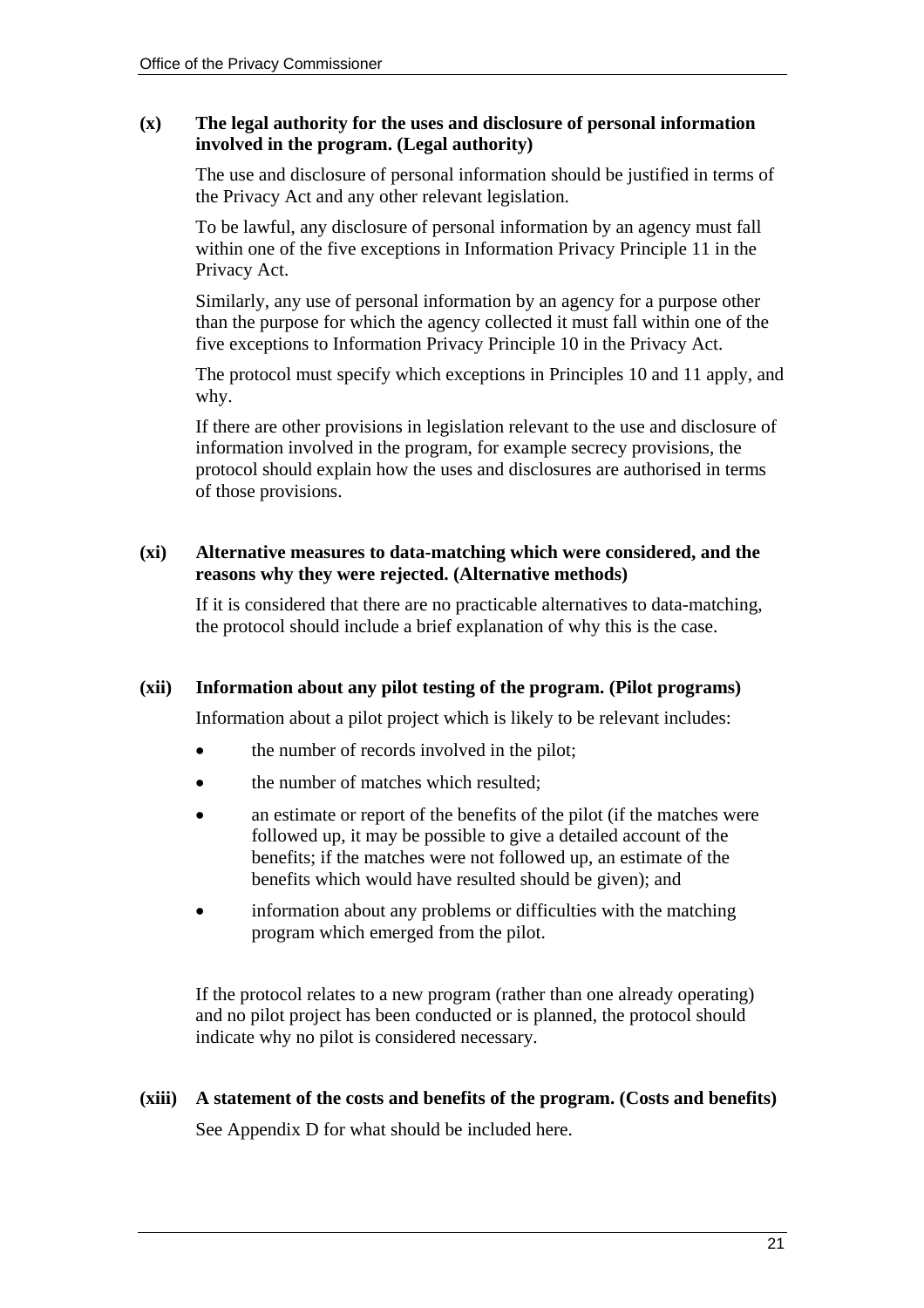**(x) The legal authority for the uses and disclosure of personal information involved in the program. (Legal authority)**

The use and disclosure of personal information should be justified in terms of the Privacy Act and any other relevant legislation.

To be lawful, any disclosure of personal information by an agency must fall within one of the five exceptions in Information Privacy Principle 11 in the Privacy Act.

Similarly, any use of personal information by an agency for a purpose other than the purpose for which the agency collected it must fall within one of the five exceptions to Information Privacy Principle 10 in the Privacy Act.

The protocol must specify which exceptions in Principles 10 and 11 apply, and why.

If there are other provisions in legislation relevant to the use and disclosure of information involved in the program, for example secrecy provisions, the protocol should explain how the uses and disclosures are authorised in terms of those provisions.

**(xi) Alternative measures to data-matching which were considered, and the reasons why they were rejected. (Alternative methods)**

If it is considered that there are no practicable alternatives to data-matching, the protocol should include a brief explanation of why this is the case.

**(xii) Information about any pilot testing of the program. (Pilot programs)**

Information about a pilot project which is likely to be relevant includes:

- the number of records involved in the pilot;
- the number of matches which resulted;
- an estimate or report of the benefits of the pilot (if the matches were followed up, it may be possible to give a detailed account of the benefits; if the matches were not followed up, an estimate of the benefits which would have resulted should be given); and
- information about any problems or difficulties with the matching program which emerged from the pilot.

If the protocol relates to a new program (rather than one already operating) and no pilot project has been conducted or is planned, the protocol should indicate why no pilot is considered necessary.

**(xiii) A statement of the costs and benefits of the program. (Costs and benefits)**

See Appendix D for what should be included here.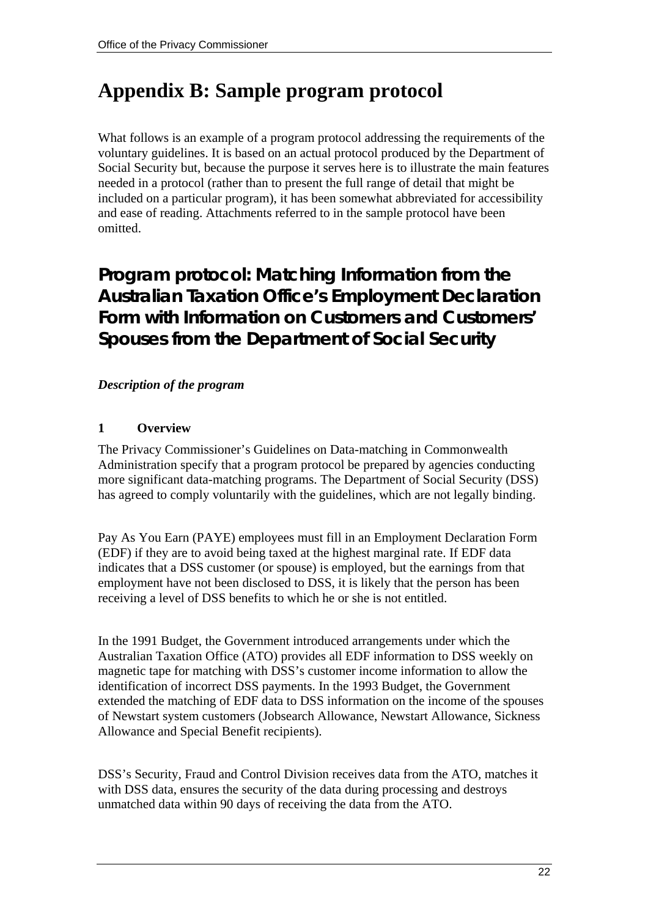# Appendix B: Sample program protocol

What follows is an example of a program protocol addressing the requirements of the voluntary guidelines. It is based on an actual protocol produced by the Department of Social Security but, because the purpose it serves here is to illustrate the main features needed in a protocol (rather than to present the full range of detail that might be included on a particular program), it has been somewhat abbreviated for accessibility and ease of reading. Attachments referred to in the sample protocol have been omitted.

## Program protocol: Matching Information from the Australian Taxation Office's Employment Declaration Form with Information on Customers and Customers' Spouses from the Department of Social Security

***Description of the program***

### 1 Overview

The Privacy Commissioner's Guidelines on Data-matching in Commonwealth Administration specify that a program protocol be prepared by agencies conducting more significant data-matching programs. The Department of Social Security (DSS) has agreed to comply voluntarily with the guidelines, which are not legally binding.

Pay As You Earn (PAYE) employees must fill in an Employment Declaration Form (EDF) if they are to avoid being taxed at the highest marginal rate. If EDF data indicates that a DSS customer (or spouse) is employed, but the earnings from that employment have not been disclosed to DSS, it is likely that the person has been receiving a level of DSS benefits to which he or she is not entitled.

In the 1991 Budget, the Government introduced arrangements under which the Australian Taxation Office (ATO) provides all EDF information to DSS weekly on magnetic tape for matching with DSS's customer income information to allow the identification of incorrect DSS payments. In the 1993 Budget, the Government extended the matching of EDF data to DSS information on the income of the spouses of Newstart system customers (Jobsearch Allowance, Newstart Allowance, Sickness Allowance and Special Benefit recipients).

DSS's Security, Fraud and Control Division receives data from the ATO, matches it with DSS data, ensures the security of the data during processing and destroys unmatched data within 90 days of receiving the data from the ATO.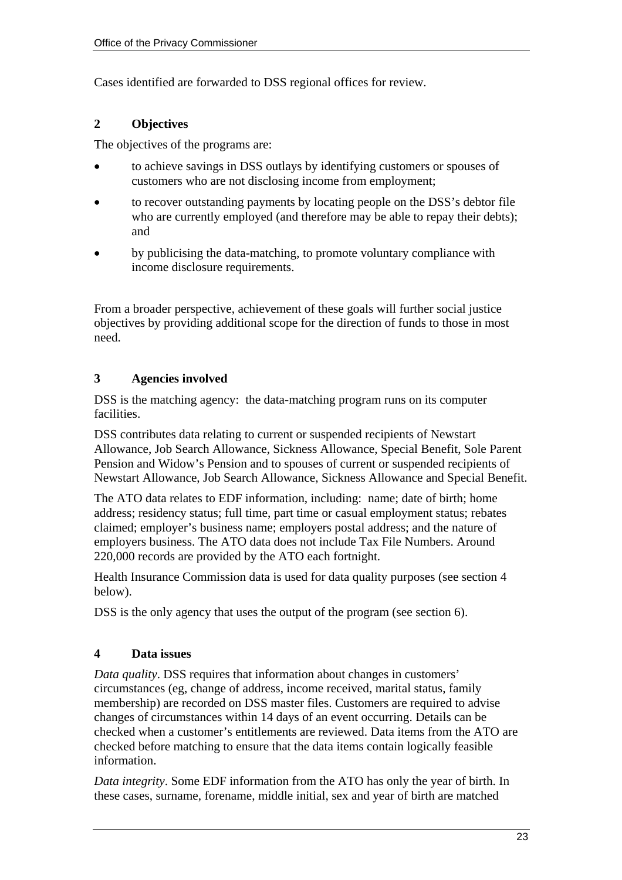Cases identified are forwarded to DSS regional offices for review.

## 2 Objectives

The objectives of the programs are:

- to achieve savings in DSS outlays by identifying customers or spouses of customers who are not disclosing income from employment;
- to recover outstanding payments by locating people on the DSS's debtor file who are currently employed (and therefore may be able to repay their debts); and
- by publicising the data-matching, to promote voluntary compliance with income disclosure requirements.

From a broader perspective, achievement of these goals will further social justice objectives by providing additional scope for the direction of funds to those in most need.

## 3 Agencies involved

DSS is the matching agency: the data-matching program runs on its computer facilities.

DSS contributes data relating to current or suspended recipients of Newstart Allowance, Job Search Allowance, Sickness Allowance, Special Benefit, Sole Parent Pension and Widow's Pension and to spouses of current or suspended recipients of Newstart Allowance, Job Search Allowance, Sickness Allowance and Special Benefit.

The ATO data relates to EDF information, including: name; date of birth; home address; residency status; full time, part time or casual employment status; rebates claimed; employer's business name; employers postal address; and the nature of employers business. The ATO data does not include Tax File Numbers. Around 220,000 records are provided by the ATO each fortnight.

Health Insurance Commission data is used for data quality purposes (see section 4 below).

DSS is the only agency that uses the output of the program (see section 6).

## 4 Data issues

*Data quality*. DSS requires that information about changes in customers' circumstances (eg, change of address, income received, marital status, family membership) are recorded on DSS master files. Customers are required to advise changes of circumstances within 14 days of an event occurring. Details can be checked when a customer's entitlements are reviewed. Data items from the ATO are checked before matching to ensure that the data items contain logically feasible information.

*Data integrity*. Some EDF information from the ATO has only the year of birth. In these cases, surname, forename, middle initial, sex and year of birth are matched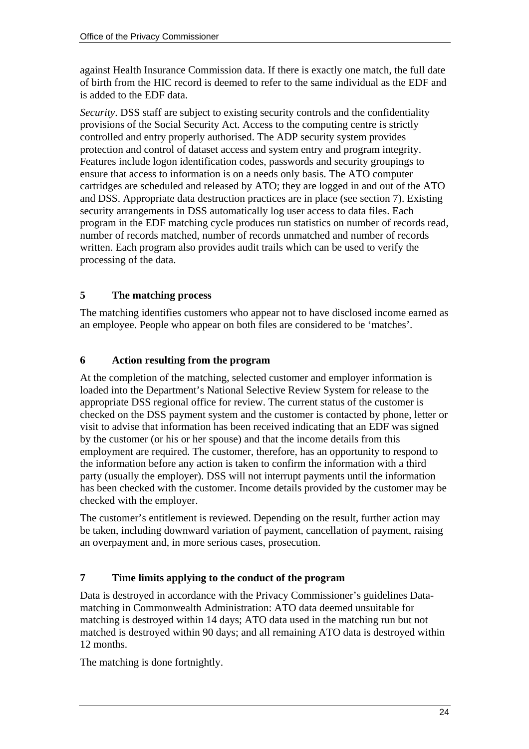against Health Insurance Commission data. If there is exactly one match, the full date of birth from the HIC record is deemed to refer to the same individual as the EDF and is added to the EDF data.

*Security*. DSS staff are subject to existing security controls and the confidentiality provisions of the Social Security Act. Access to the computing centre is strictly controlled and entry properly authorised. The ADP security system provides protection and control of dataset access and system entry and program integrity. Features include logon identification codes, passwords and security groupings to ensure that access to information is on a needs only basis. The ATO computer cartridges are scheduled and released by ATO; they are logged in and out of the ATO and DSS. Appropriate data destruction practices are in place (see section 7). Existing security arrangements in DSS automatically log user access to data files. Each program in the EDF matching cycle produces run statistics on number of records read, number of records matched, number of records unmatched and number of records written. Each program also provides audit trails which can be used to verify the processing of the data.

### 5 The matching process

The matching identifies customers who appear not to have disclosed income earned as an employee. People who appear on both files are considered to be 'matches'.

### 6 Action resulting from the program

At the completion of the matching, selected customer and employer information is loaded into the Department's National Selective Review System for release to the appropriate DSS regional office for review. The current status of the customer is checked on the DSS payment system and the customer is contacted by phone, letter or visit to advise that information has been received indicating that an EDF was signed by the customer (or his or her spouse) and that the income details from this employment are required. The customer, therefore, has an opportunity to respond to the information before any action is taken to confirm the information with a third party (usually the employer). DSS will not interrupt payments until the information has been checked with the customer. Income details provided by the customer may be checked with the employer.

The customer's entitlement is reviewed. Depending on the result, further action may be taken, including downward variation of payment, cancellation of payment, raising an overpayment and, in more serious cases, prosecution.

### 7 Time limits applying to the conduct of the program

Data is destroyed in accordance with the Privacy Commissioner's guidelines Data-matching in Commonwealth Administration: ATO data deemed unsuitable for matching is destroyed within 14 days; ATO data used in the matching run but not matched is destroyed within 90 days; and all remaining ATO data is destroyed within 12 months.

The matching is done fortnightly.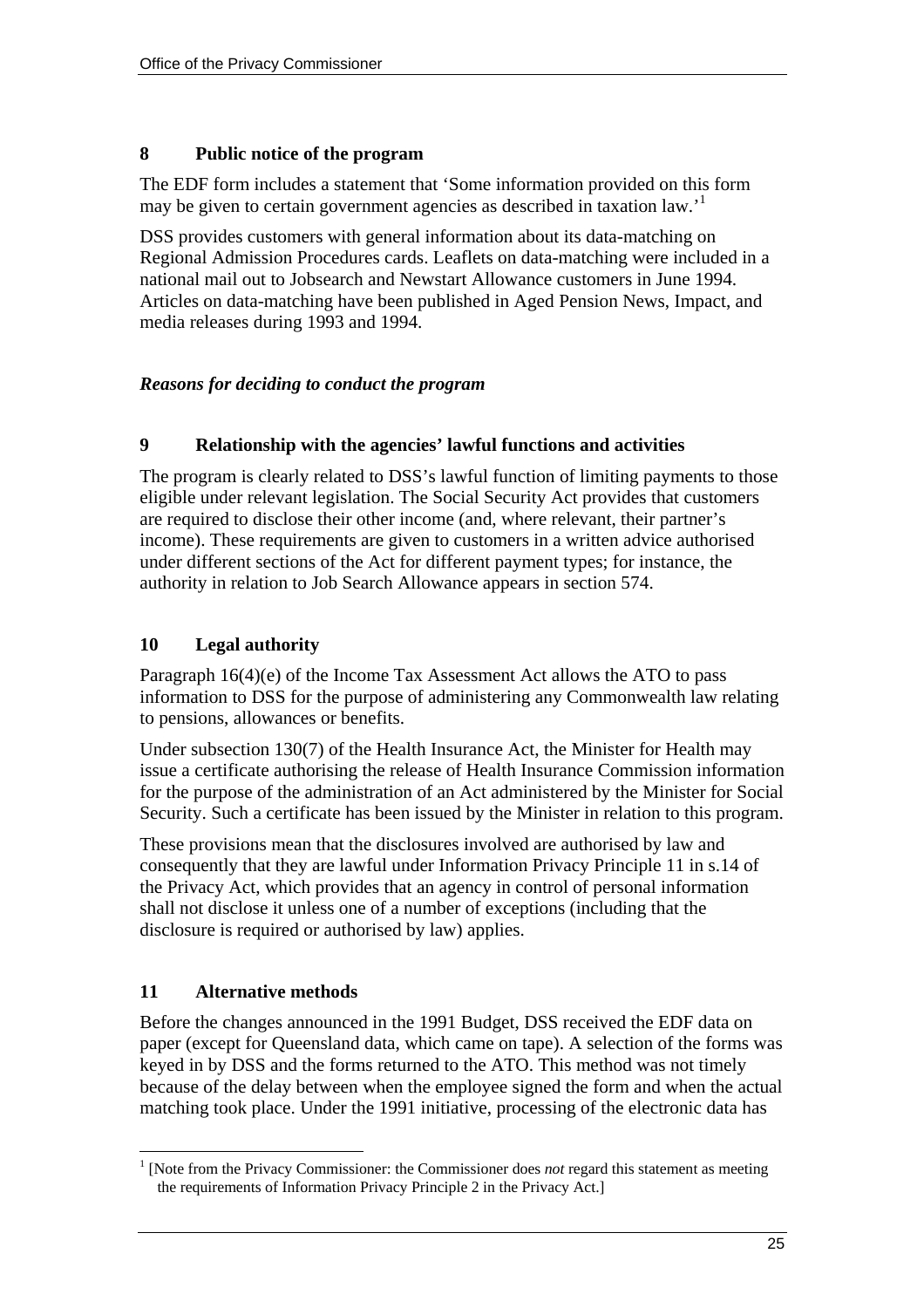### 8 Public notice of the program

The EDF form includes a statement that 'Some information provided on this form may be given to certain government agencies as described in taxation law.'[1]

DSS provides customers with general information about its data-matching on Regional Admission Procedures cards. Leaflets on data-matching were included in a national mail out to Jobsearch and Newstart Allowance customers in June 1994. Articles on data-matching have been published in Aged Pension News, Impact, and media releases during 1993 and 1994.

### *Reasons for deciding to conduct the program*

### 9 Relationship with the agencies' lawful functions and activities

The program is clearly related to DSS's lawful function of limiting payments to those eligible under relevant legislation. The Social Security Act provides that customers are required to disclose their other income (and, where relevant, their partner's income). These requirements are given to customers in a written advice authorised under different sections of the Act for different payment types; for instance, the authority in relation to Job Search Allowance appears in section 574.

### 10 Legal authority

Paragraph 16(4)(e) of the Income Tax Assessment Act allows the ATO to pass information to DSS for the purpose of administering any Commonwealth law relating to pensions, allowances or benefits.

Under subsection 130(7) of the Health Insurance Act, the Minister for Health may issue a certificate authorising the release of Health Insurance Commission information for the purpose of the administration of an Act administered by the Minister for Social Security. Such a certificate has been issued by the Minister in relation to this program.

These provisions mean that the disclosures involved are authorised by law and consequently that they are lawful under Information Privacy Principle 11 in s.14 of the Privacy Act, which provides that an agency in control of personal information shall not disclose it unless one of a number of exceptions (including that the disclosure is required or authorised by law) applies.

### 11 Alternative methods

Before the changes announced in the 1991 Budget, DSS received the EDF data on paper (except for Queensland data, which came on tape). A selection of the forms was keyed in by DSS and the forms returned to the ATO. This method was not timely because of the delay between when the employee signed the form and when the actual matching took place. Under the 1991 initiative, processing of the electronic data has

---

[1] [Note from the Privacy Commissioner: the Commissioner does *not* regard this statement as meeting the requirements of Information Privacy Principle 2 in the Privacy Act.]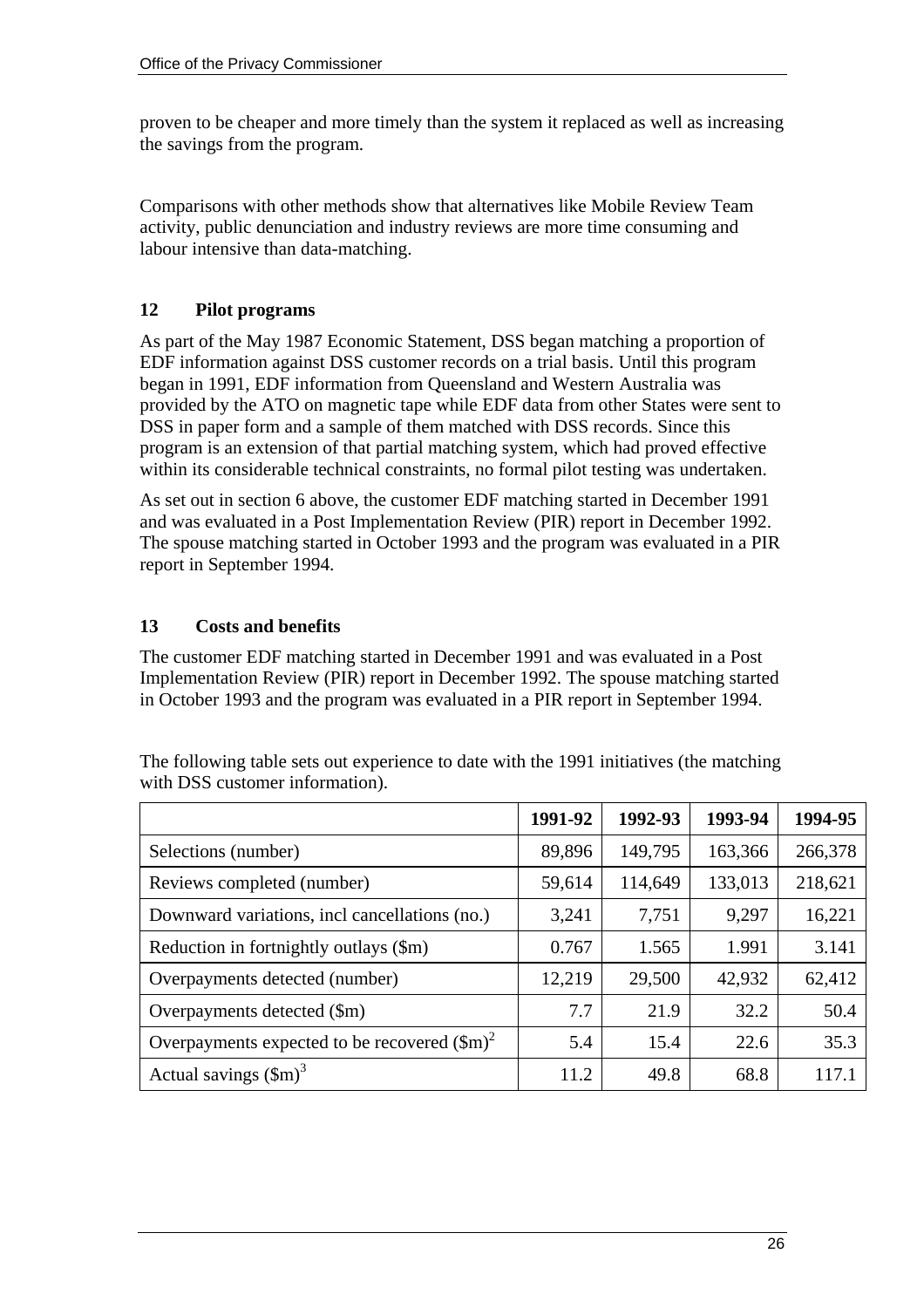proven to be cheaper and more timely than the system it replaced as well as increasing the savings from the program.

Comparisons with other methods show that alternatives like Mobile Review Team activity, public denunciation and industry reviews are more time consuming and labour intensive than data-matching.

## 12 Pilot programs

As part of the May 1987 Economic Statement, DSS began matching a proportion of EDF information against DSS customer records on a trial basis. Until this program began in 1991, EDF information from Queensland and Western Australia was provided by the ATO on magnetic tape while EDF data from other States were sent to DSS in paper form and a sample of them matched with DSS records. Since this program is an extension of that partial matching system, which had proved effective within its considerable technical constraints, no formal pilot testing was undertaken.

As set out in section 6 above, the customer EDF matching started in December 1991 and was evaluated in a Post Implementation Review (PIR) report in December 1992. The spouse matching started in October 1993 and the program was evaluated in a PIR report in September 1994.

## 13 Costs and benefits

The customer EDF matching started in December 1991 and was evaluated in a Post Implementation Review (PIR) report in December 1992. The spouse matching started in October 1993 and the program was evaluated in a PIR report in September 1994.

The following table sets out experience to date with the 1991 initiatives (the matching with DSS customer information).

| | 1991-92 | 1992-93 | 1993-94 | 1994-95 |
|---|---|---|---|---|
| Selections (number) | 89,896 | 149,795 | 163,366 | 266,378 |
| Reviews completed (number) | 59,614 | 114,649 | 133,013 | 218,621 |
| Downward variations, incl cancellations (no.) | 3,241 | 7,751 | 9,297 | 16,221 |
| Reduction in fortnightly outlays ($m) | 0.767 | 1.565 | 1.991 | 3.141 |
| Overpayments detected (number) | 12,219 | 29,500 | 42,932 | 62,412 |
| Overpayments detected ($m) | 7.7 | 21.9 | 32.2 | 50.4 |
| Overpayments expected to be recovered ($m)[2] | 5.4 | 15.4 | 22.6 | 35.3 |
| Actual savings ($m)[3] | 11.2 | 49.8 | 68.8 | 117.1 |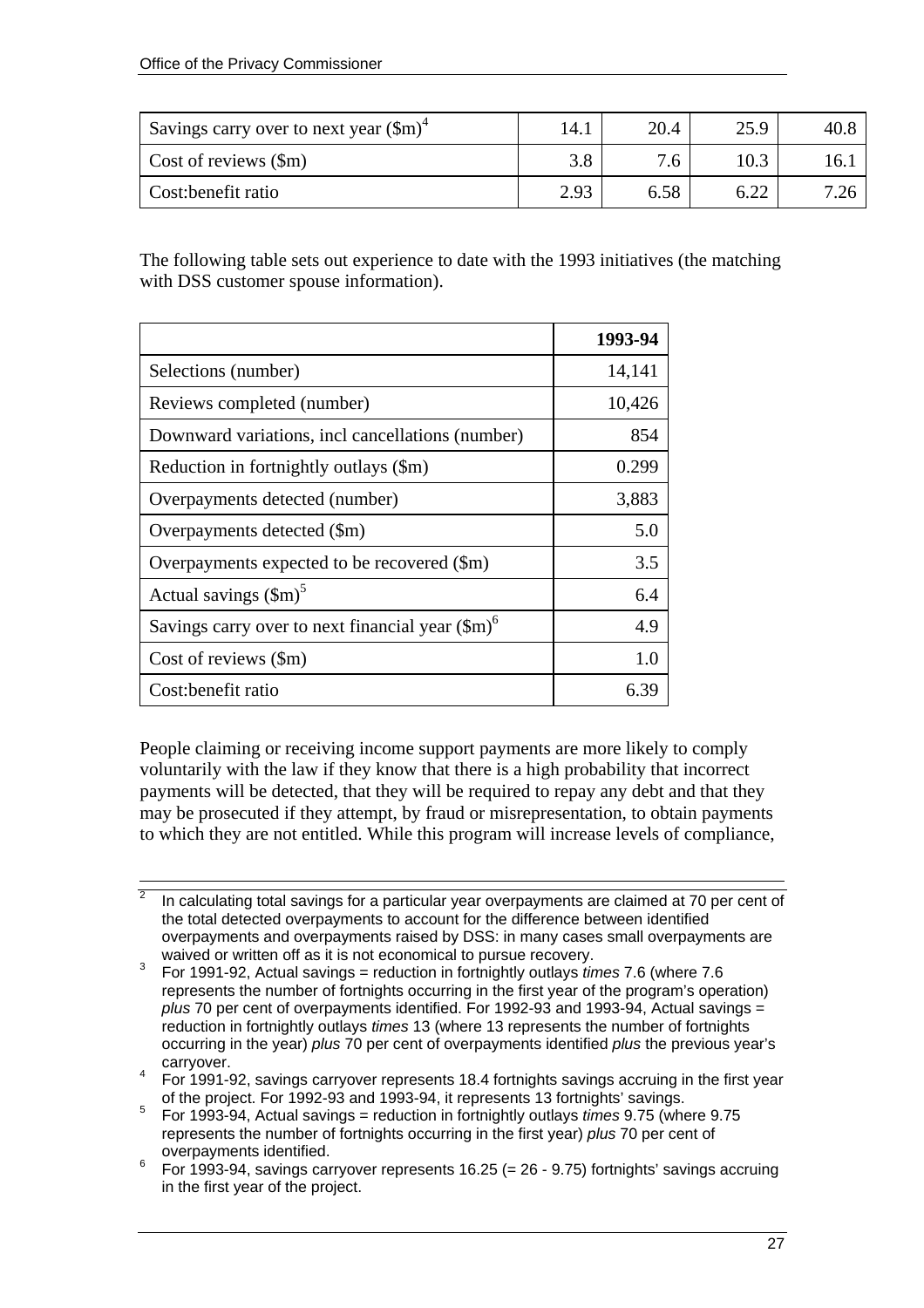| | | | | |
|---|---|---|---|---|
| Savings carry over to next year ($m)[4] | 14.1 | 20.4 | 25.9 | 40.8 |
| Cost of reviews ($m) | 3.8 | 7.6 | 10.3 | 16.1 |
| Cost:benefit ratio | 2.93 | 6.58 | 6.22 | 7.26 |

The following table sets out experience to date with the 1993 initiatives (the matching with DSS customer spouse information).

| | 1993-94 |
|---|---|
| Selections (number) | 14,141 |
| Reviews completed (number) | 10,426 |
| Downward variations, incl cancellations (number) | 854 |
| Reduction in fortnightly outlays ($m) | 0.299 |
| Overpayments detected (number) | 3,883 |
| Overpayments detected ($m) | 5.0 |
| Overpayments expected to be recovered ($m) | 3.5 |
| Actual savings ($m)[5] | 6.4 |
| Savings carry over to next financial year ($m)[6] | 4.9 |
| Cost of reviews ($m) | 1.0 |
| Cost:benefit ratio | 6.39 |

People claiming or receiving income support payments are more likely to comply voluntarily with the law if they know that there is a high probability that incorrect payments will be detected, that they will be required to repay any debt and that they may be prosecuted if they attempt, by fraud or misrepresentation, to obtain payments to which they are not entitled. While this program will increase levels of compliance,

---

[2] In calculating total savings for a particular year overpayments are claimed at 70 per cent of the total detected overpayments to account for the difference between identified overpayments and overpayments raised by DSS: in many cases small overpayments are waived or written off as it is not economical to pursue recovery.

[3] For 1991-92, Actual savings = reduction in fortnightly outlays *times* 7.6 (where 7.6 represents the number of fortnights occurring in the first year of the program's operation) *plus* 70 per cent of overpayments identified. For 1992-93 and 1993-94, Actual savings = reduction in fortnightly outlays *times* 13 (where 13 represents the number of fortnights occurring in the year) *plus* 70 per cent of overpayments identified *plus* the previous year's carryover.

[4] For 1991-92, savings carryover represents 18.4 fortnights savings accruing in the first year of the project. For 1992-93 and 1993-94, it represents 13 fortnights' savings.

[5] For 1993-94, Actual savings = reduction in fortnightly outlays *times* 9.75 (where 9.75 represents the number of fortnights occurring in the first year) *plus* 70 per cent of overpayments identified.

[6] For 1993-94, savings carryover represents 16.25 (= 26 - 9.75) fortnights' savings accruing in the first year of the project.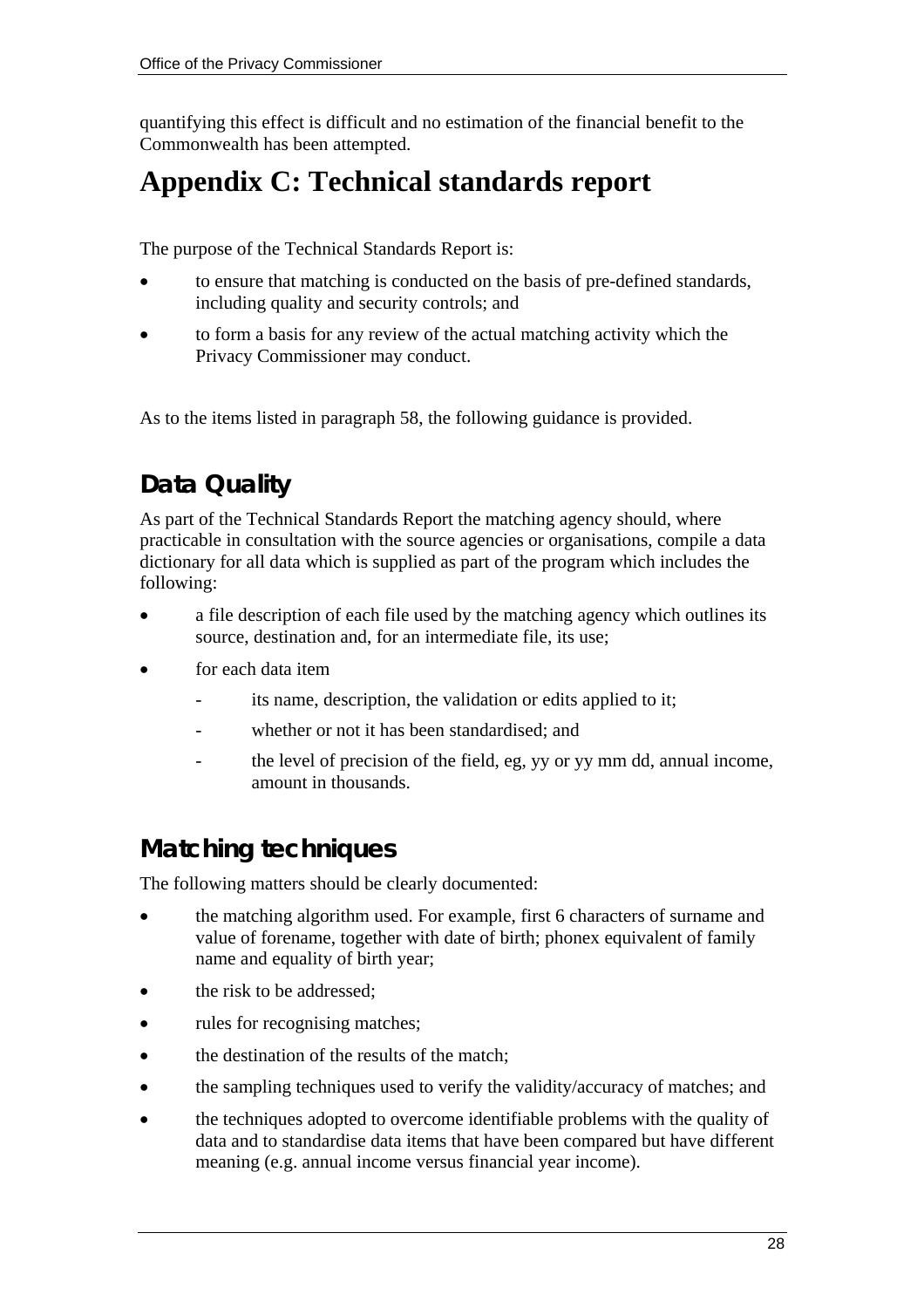quantifying this effect is difficult and no estimation of the financial benefit to the Commonwealth has been attempted.

# Appendix C: Technical standards report

The purpose of the Technical Standards Report is:

- to ensure that matching is conducted on the basis of pre-defined standards, including quality and security controls; and
- to form a basis for any review of the actual matching activity which the Privacy Commissioner may conduct.

As to the items listed in paragraph 58, the following guidance is provided.

## Data Quality

As part of the Technical Standards Report the matching agency should, where practicable in consultation with the source agencies or organisations, compile a data dictionary for all data which is supplied as part of the program which includes the following:

- a file description of each file used by the matching agency which outlines its source, destination and, for an intermediate file, its use;
- for each data item
  - its name, description, the validation or edits applied to it;
  - whether or not it has been standardised; and
  - the level of precision of the field, eg, yy or yy mm dd, annual income, amount in thousands.

## Matching techniques

The following matters should be clearly documented:

- the matching algorithm used. For example, first 6 characters of surname and value of forename, together with date of birth; phonex equivalent of family name and equality of birth year;
- the risk to be addressed;
- rules for recognising matches;
- the destination of the results of the match;
- the sampling techniques used to verify the validity/accuracy of matches; and
- the techniques adopted to overcome identifiable problems with the quality of data and to standardise data items that have been compared but have different meaning (e.g. annual income versus financial year income).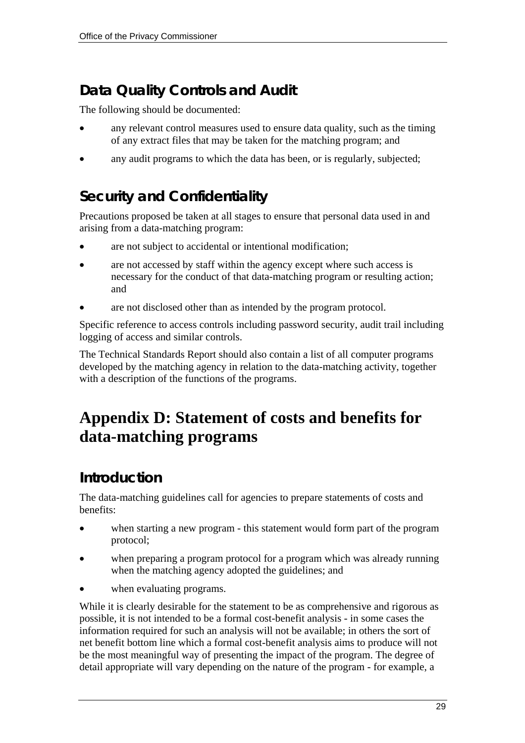## Data Quality Controls and Audit

The following should be documented:

- any relevant control measures used to ensure data quality, such as the timing of any extract files that may be taken for the matching program; and
- any audit programs to which the data has been, or is regularly, subjected;

## Security and Confidentiality

Precautions proposed be taken at all stages to ensure that personal data used in and arising from a data-matching program:

- are not subject to accidental or intentional modification;
- are not accessed by staff within the agency except where such access is necessary for the conduct of that data-matching program or resulting action; and
- are not disclosed other than as intended by the program protocol.

Specific reference to access controls including password security, audit trail including logging of access and similar controls.

The Technical Standards Report should also contain a list of all computer programs developed by the matching agency in relation to the data-matching activity, together with a description of the functions of the programs.

# Appendix D: Statement of costs and benefits for data-matching programs

## Introduction

The data-matching guidelines call for agencies to prepare statements of costs and benefits:

- when starting a new program - this statement would form part of the program protocol;
- when preparing a program protocol for a program which was already running when the matching agency adopted the guidelines; and
- when evaluating programs.

While it is clearly desirable for the statement to be as comprehensive and rigorous as possible, it is not intended to be a formal cost-benefit analysis - in some cases the information required for such an analysis will not be available; in others the sort of net benefit bottom line which a formal cost-benefit analysis aims to produce will not be the most meaningful way of presenting the impact of the program. The degree of detail appropriate will vary depending on the nature of the program - for example, a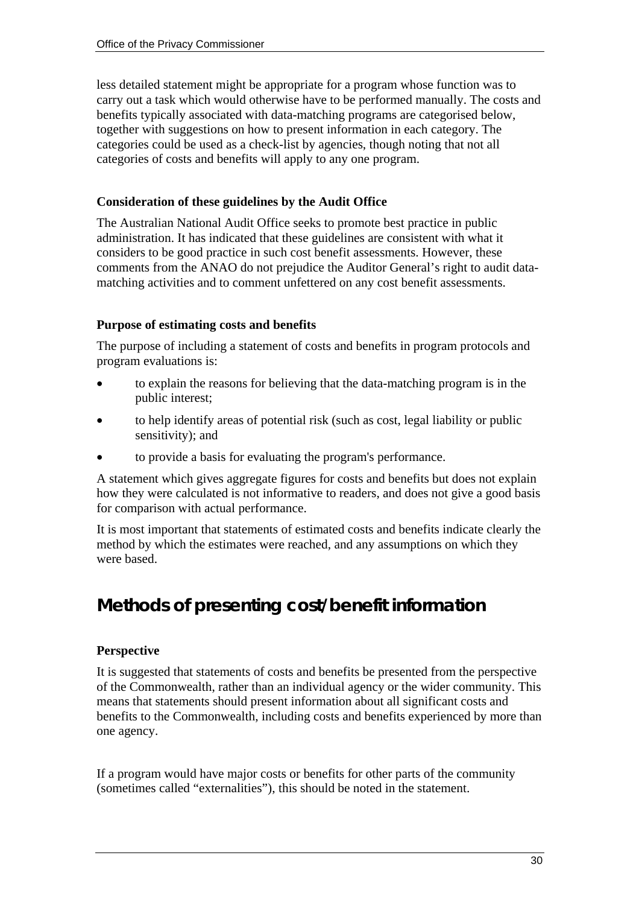less detailed statement might be appropriate for a program whose function was to carry out a task which would otherwise have to be performed manually. The costs and benefits typically associated with data-matching programs are categorised below, together with suggestions on how to present information in each category. The categories could be used as a check-list by agencies, though noting that not all categories of costs and benefits will apply to any one program.

### Consideration of these guidelines by the Audit Office

The Australian National Audit Office seeks to promote best practice in public administration. It has indicated that these guidelines are consistent with what it considers to be good practice in such cost benefit assessments. However, these comments from the ANAO do not prejudice the Auditor General's right to audit data-matching activities and to comment unfettered on any cost benefit assessments.

### Purpose of estimating costs and benefits

The purpose of including a statement of costs and benefits in program protocols and program evaluations is:

- to explain the reasons for believing that the data-matching program is in the public interest;
- to help identify areas of potential risk (such as cost, legal liability or public sensitivity); and
- to provide a basis for evaluating the program's performance.

A statement which gives aggregate figures for costs and benefits but does not explain how they were calculated is not informative to readers, and does not give a good basis for comparison with actual performance.

It is most important that statements of estimated costs and benefits indicate clearly the method by which the estimates were reached, and any assumptions on which they were based.

## Methods of presenting cost/benefit information

### Perspective

It is suggested that statements of costs and benefits be presented from the perspective of the Commonwealth, rather than an individual agency or the wider community. This means that statements should present information about all significant costs and benefits to the Commonwealth, including costs and benefits experienced by more than one agency.

If a program would have major costs or benefits for other parts of the community (sometimes called "externalities"), this should be noted in the statement.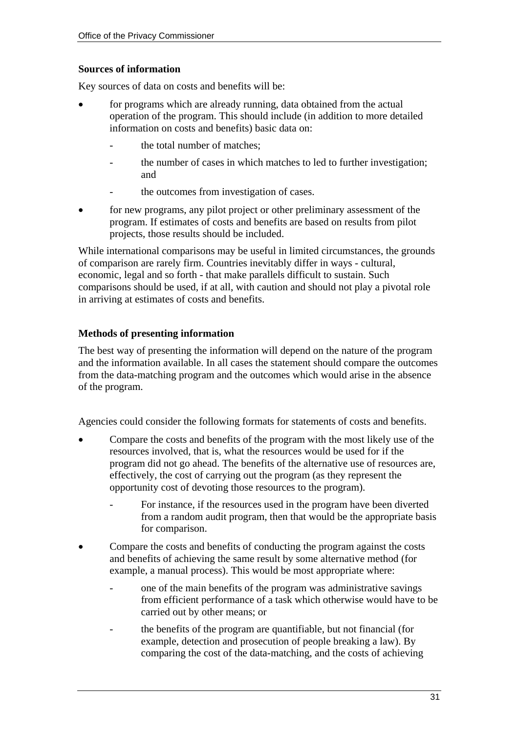**Sources of information**

Key sources of data on costs and benefits will be:

- for programs which are already running, data obtained from the actual operation of the program. This should include (in addition to more detailed information on costs and benefits) basic data on:
  - the total number of matches;
  - the number of cases in which matches to led to further investigation; and
  - the outcomes from investigation of cases.
- for new programs, any pilot project or other preliminary assessment of the program. If estimates of costs and benefits are based on results from pilot projects, those results should be included.

While international comparisons may be useful in limited circumstances, the grounds of comparison are rarely firm. Countries inevitably differ in ways - cultural, economic, legal and so forth - that make parallels difficult to sustain. Such comparisons should be used, if at all, with caution and should not play a pivotal role in arriving at estimates of costs and benefits.

**Methods of presenting information**

The best way of presenting the information will depend on the nature of the program and the information available. In all cases the statement should compare the outcomes from the data-matching program and the outcomes which would arise in the absence of the program.

Agencies could consider the following formats for statements of costs and benefits.

- Compare the costs and benefits of the program with the most likely use of the resources involved, that is, what the resources would be used for if the program did not go ahead. The benefits of the alternative use of resources are, effectively, the cost of carrying out the program (as they represent the opportunity cost of devoting those resources to the program).
  - For instance, if the resources used in the program have been diverted from a random audit program, then that would be the appropriate basis for comparison.
- Compare the costs and benefits of conducting the program against the costs and benefits of achieving the same result by some alternative method (for example, a manual process). This would be most appropriate where:
  - one of the main benefits of the program was administrative savings from efficient performance of a task which otherwise would have to be carried out by other means; or
  - the benefits of the program are quantifiable, but not financial (for example, detection and prosecution of people breaking a law). By comparing the cost of the data-matching, and the costs of achieving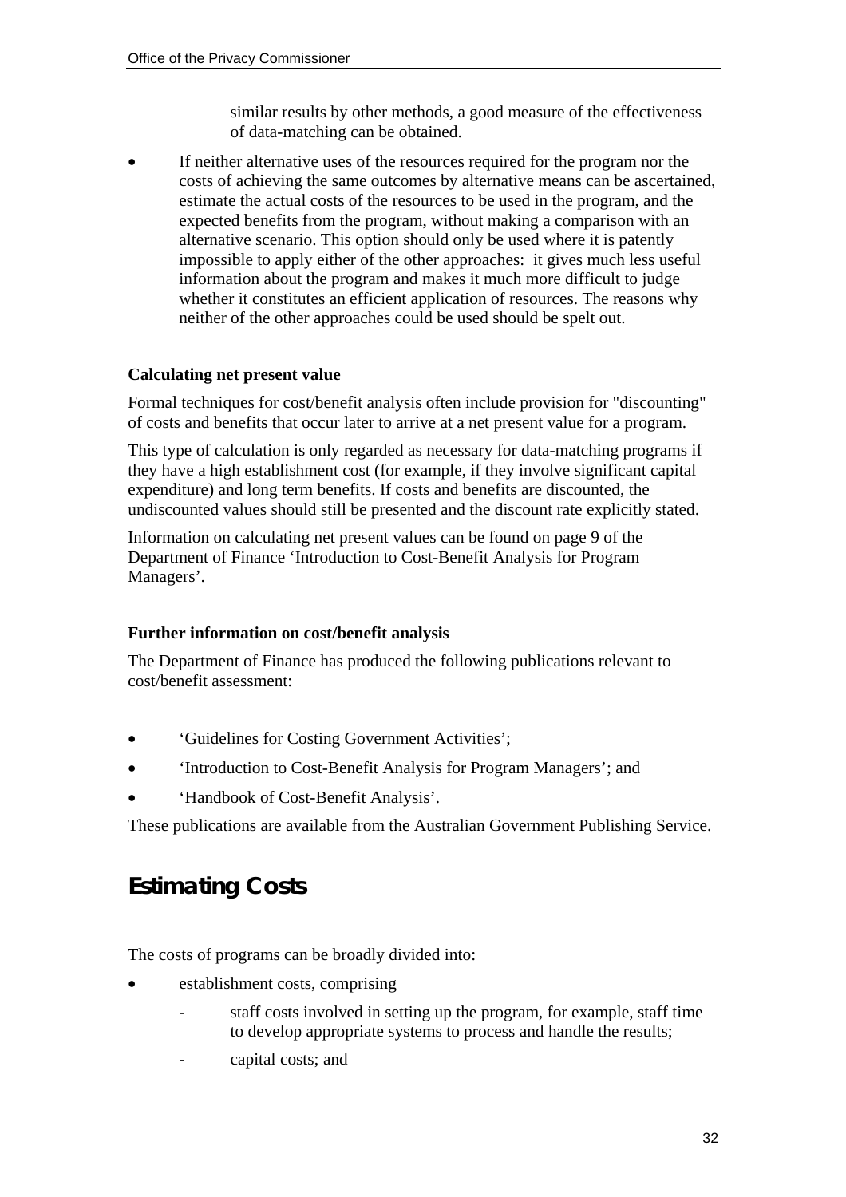similar results by other methods, a good measure of the effectiveness of data-matching can be obtained.

- If neither alternative uses of the resources required for the program nor the costs of achieving the same outcomes by alternative means can be ascertained, estimate the actual costs of the resources to be used in the program, and the expected benefits from the program, without making a comparison with an alternative scenario. This option should only be used where it is patently impossible to apply either of the other approaches: it gives much less useful information about the program and makes it much more difficult to judge whether it constitutes an efficient application of resources. The reasons why neither of the other approaches could be used should be spelt out.

**Calculating net present value**

Formal techniques for cost/benefit analysis often include provision for "discounting" of costs and benefits that occur later to arrive at a net present value for a program.

This type of calculation is only regarded as necessary for data-matching programs if they have a high establishment cost (for example, if they involve significant capital expenditure) and long term benefits. If costs and benefits are discounted, the undiscounted values should still be presented and the discount rate explicitly stated.

Information on calculating net present values can be found on page 9 of the Department of Finance 'Introduction to Cost-Benefit Analysis for Program Managers'.

**Further information on cost/benefit analysis**

The Department of Finance has produced the following publications relevant to cost/benefit assessment:

- 'Guidelines for Costing Government Activities';
- 'Introduction to Cost-Benefit Analysis for Program Managers'; and
- 'Handbook of Cost-Benefit Analysis'.

These publications are available from the Australian Government Publishing Service.

## Estimating Costs

The costs of programs can be broadly divided into:

- establishment costs, comprising
  - staff costs involved in setting up the program, for example, staff time to develop appropriate systems to process and handle the results;
  - capital costs; and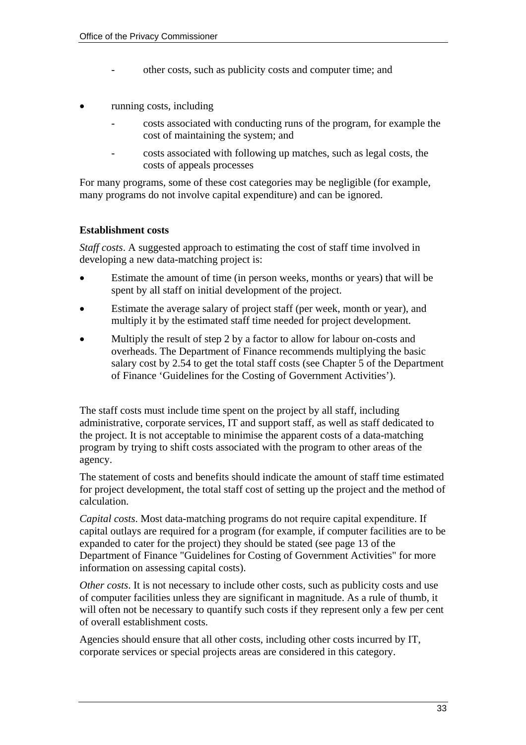- other costs, such as publicity costs and computer time; and

- running costs, including
  - costs associated with conducting runs of the program, for example the cost of maintaining the system; and
  - costs associated with following up matches, such as legal costs, the costs of appeals processes

For many programs, some of these cost categories may be negligible (for example, many programs do not involve capital expenditure) and can be ignored.

**Establishment costs**

*Staff costs*. A suggested approach to estimating the cost of staff time involved in developing a new data-matching project is:

- Estimate the amount of time (in person weeks, months or years) that will be spent by all staff on initial development of the project.
- Estimate the average salary of project staff (per week, month or year), and multiply it by the estimated staff time needed for project development.
- Multiply the result of step 2 by a factor to allow for labour on-costs and overheads. The Department of Finance recommends multiplying the basic salary cost by 2.54 to get the total staff costs (see Chapter 5 of the Department of Finance 'Guidelines for the Costing of Government Activities').

The staff costs must include time spent on the project by all staff, including administrative, corporate services, IT and support staff, as well as staff dedicated to the project. It is not acceptable to minimise the apparent costs of a data-matching program by trying to shift costs associated with the program to other areas of the agency.

The statement of costs and benefits should indicate the amount of staff time estimated for project development, the total staff cost of setting up the project and the method of calculation.

*Capital costs*. Most data-matching programs do not require capital expenditure. If capital outlays are required for a program (for example, if computer facilities are to be expanded to cater for the project) they should be stated (see page 13 of the Department of Finance "Guidelines for Costing of Government Activities" for more information on assessing capital costs).

*Other costs*. It is not necessary to include other costs, such as publicity costs and use of computer facilities unless they are significant in magnitude. As a rule of thumb, it will often not be necessary to quantify such costs if they represent only a few per cent of overall establishment costs.

Agencies should ensure that all other costs, including other costs incurred by IT, corporate services or special projects areas are considered in this category.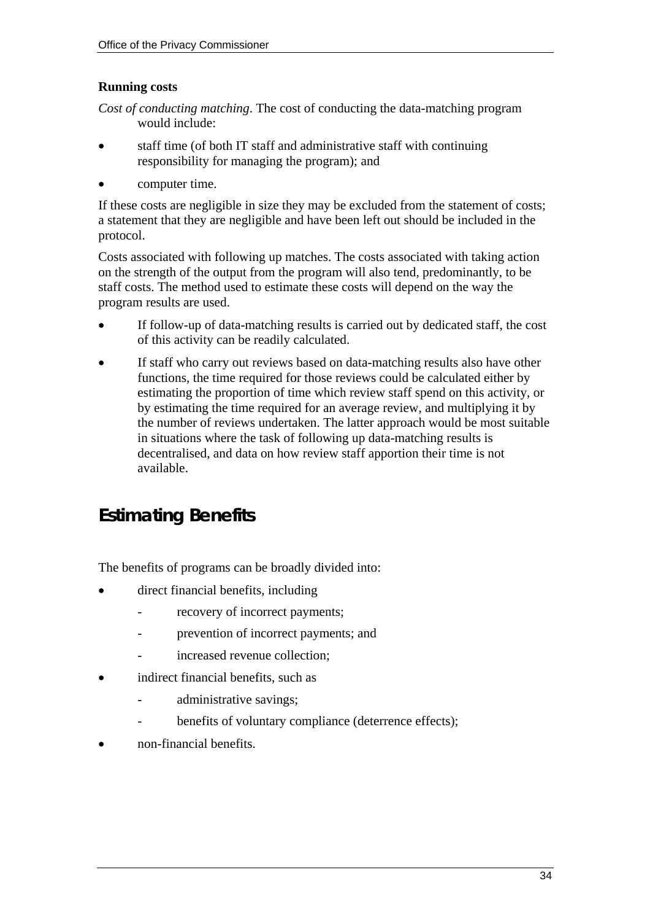**Running costs**

*Cost of conducting matching*. The cost of conducting the data-matching program would include:

- staff time (of both IT staff and administrative staff with continuing responsibility for managing the program); and
- computer time.

If these costs are negligible in size they may be excluded from the statement of costs; a statement that they are negligible and have been left out should be included in the protocol.

Costs associated with following up matches. The costs associated with taking action on the strength of the output from the program will also tend, predominantly, to be staff costs. The method used to estimate these costs will depend on the way the program results are used.

- If follow-up of data-matching results is carried out by dedicated staff, the cost of this activity can be readily calculated.
- If staff who carry out reviews based on data-matching results also have other functions, the time required for those reviews could be calculated either by estimating the proportion of time which review staff spend on this activity, or by estimating the time required for an average review, and multiplying it by the number of reviews undertaken. The latter approach would be most suitable in situations where the task of following up data-matching results is decentralised, and data on how review staff apportion their time is not available.

## Estimating Benefits

The benefits of programs can be broadly divided into:

- direct financial benefits, including
  - recovery of incorrect payments;
  - prevention of incorrect payments; and
  - increased revenue collection;
- indirect financial benefits, such as
  - administrative savings;
  - benefits of voluntary compliance (deterrence effects);
- non-financial benefits.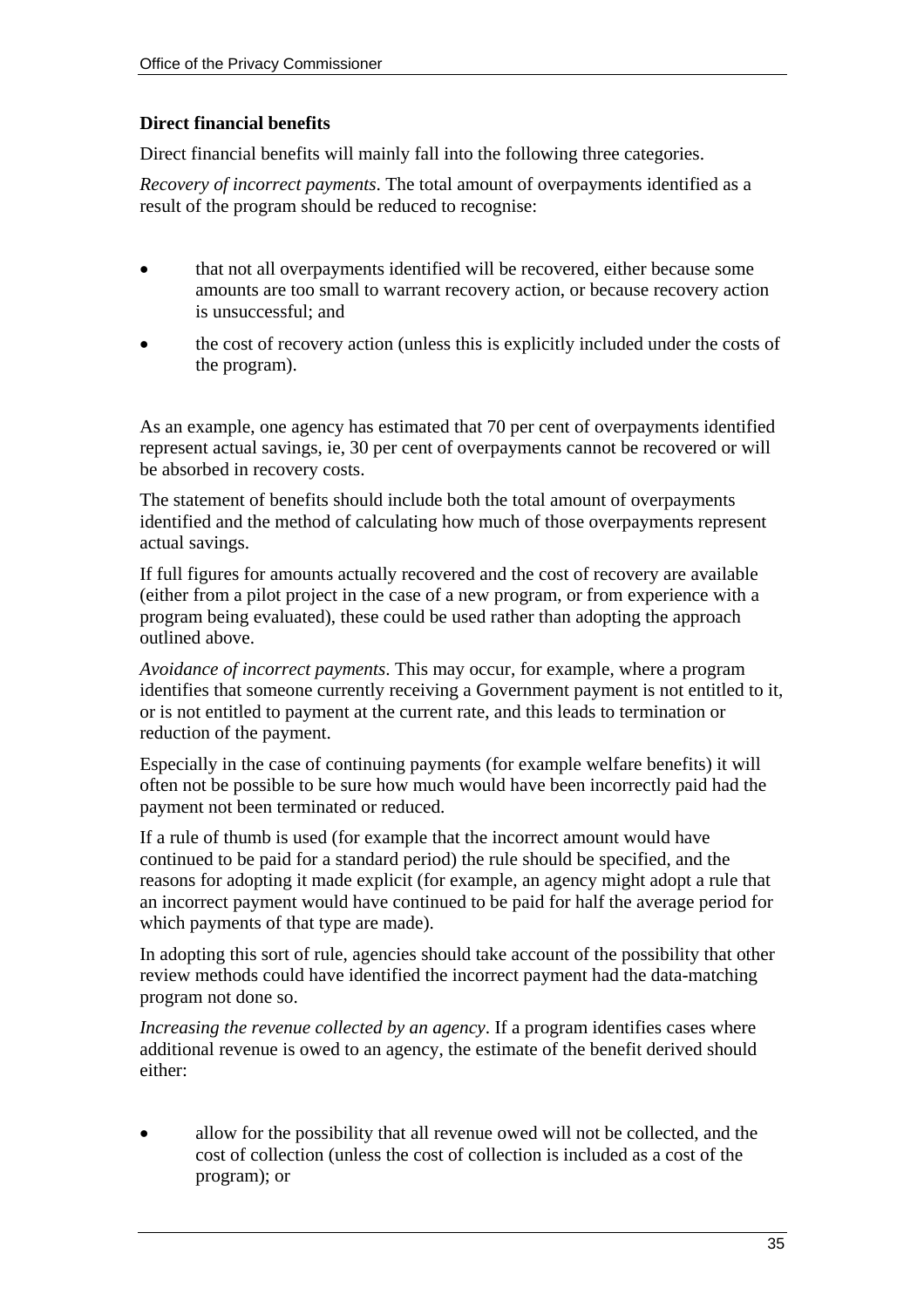**Direct financial benefits**

Direct financial benefits will mainly fall into the following three categories.

*Recovery of incorrect payments*. The total amount of overpayments identified as a result of the program should be reduced to recognise:

- that not all overpayments identified will be recovered, either because some amounts are too small to warrant recovery action, or because recovery action is unsuccessful; and
- the cost of recovery action (unless this is explicitly included under the costs of the program).

As an example, one agency has estimated that 70 per cent of overpayments identified represent actual savings, ie, 30 per cent of overpayments cannot be recovered or will be absorbed in recovery costs.

The statement of benefits should include both the total amount of overpayments identified and the method of calculating how much of those overpayments represent actual savings.

If full figures for amounts actually recovered and the cost of recovery are available (either from a pilot project in the case of a new program, or from experience with a program being evaluated), these could be used rather than adopting the approach outlined above.

*Avoidance of incorrect payments*. This may occur, for example, where a program identifies that someone currently receiving a Government payment is not entitled to it, or is not entitled to payment at the current rate, and this leads to termination or reduction of the payment.

Especially in the case of continuing payments (for example welfare benefits) it will often not be possible to be sure how much would have been incorrectly paid had the payment not been terminated or reduced.

If a rule of thumb is used (for example that the incorrect amount would have continued to be paid for a standard period) the rule should be specified, and the reasons for adopting it made explicit (for example, an agency might adopt a rule that an incorrect payment would have continued to be paid for half the average period for which payments of that type are made).

In adopting this sort of rule, agencies should take account of the possibility that other review methods could have identified the incorrect payment had the data-matching program not done so.

*Increasing the revenue collected by an agency*. If a program identifies cases where additional revenue is owed to an agency, the estimate of the benefit derived should either:

- allow for the possibility that all revenue owed will not be collected, and the cost of collection (unless the cost of collection is included as a cost of the program); or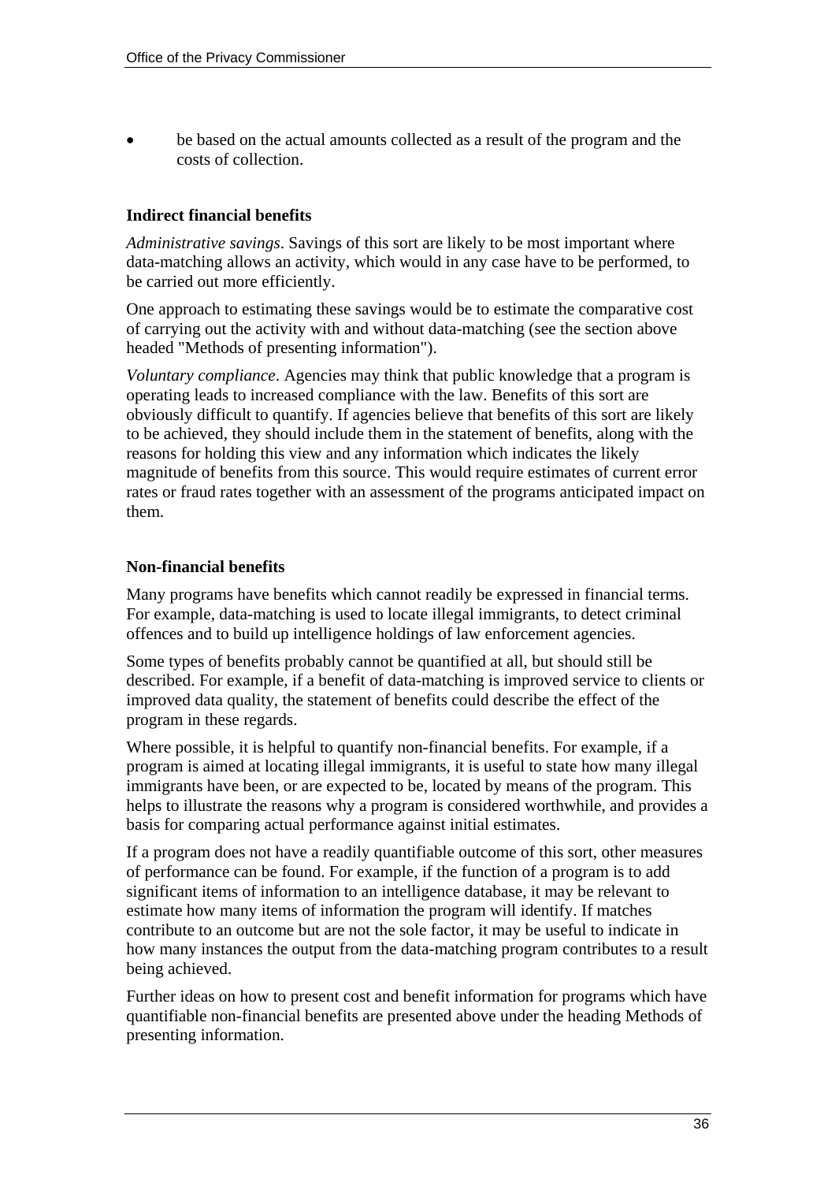- be based on the actual amounts collected as a result of the program and the costs of collection.

### Indirect financial benefits

*Administrative savings*. Savings of this sort are likely to be most important where data-matching allows an activity, which would in any case have to be performed, to be carried out more efficiently.

One approach to estimating these savings would be to estimate the comparative cost of carrying out the activity with and without data-matching (see the section above headed "Methods of presenting information").

*Voluntary compliance*. Agencies may think that public knowledge that a program is operating leads to increased compliance with the law. Benefits of this sort are obviously difficult to quantify. If agencies believe that benefits of this sort are likely to be achieved, they should include them in the statement of benefits, along with the reasons for holding this view and any information which indicates the likely magnitude of benefits from this source. This would require estimates of current error rates or fraud rates together with an assessment of the programs anticipated impact on them.

### Non-financial benefits

Many programs have benefits which cannot readily be expressed in financial terms. For example, data-matching is used to locate illegal immigrants, to detect criminal offences and to build up intelligence holdings of law enforcement agencies.

Some types of benefits probably cannot be quantified at all, but should still be described. For example, if a benefit of data-matching is improved service to clients or improved data quality, the statement of benefits could describe the effect of the program in these regards.

Where possible, it is helpful to quantify non-financial benefits. For example, if a program is aimed at locating illegal immigrants, it is useful to state how many illegal immigrants have been, or are expected to be, located by means of the program. This helps to illustrate the reasons why a program is considered worthwhile, and provides a basis for comparing actual performance against initial estimates.

If a program does not have a readily quantifiable outcome of this sort, other measures of performance can be found. For example, if the function of a program is to add significant items of information to an intelligence database, it may be relevant to estimate how many items of information the program will identify. If matches contribute to an outcome but are not the sole factor, it may be useful to indicate in how many instances the output from the data-matching program contributes to a result being achieved.

Further ideas on how to present cost and benefit information for programs which have quantifiable non-financial benefits are presented above under the heading Methods of presenting information.